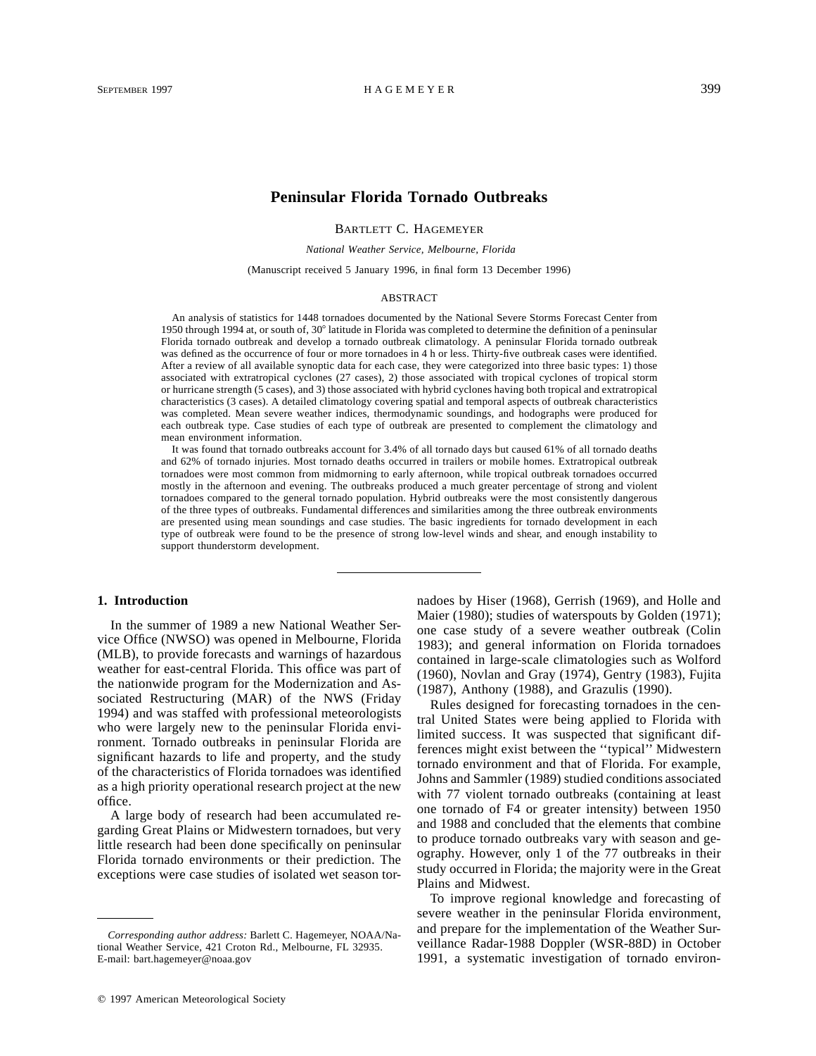# Peninsular Florida Tornado Outbreaks

BARTLETT C. HAGEMEYER

*National Weather Service, Melbourne, Florida*

(Manuscript received 5 January 1996, in final form 13 December 1996)

## ABSTRACT

An analysis of statistics for 1448 tornadoes documented by the National Severe Storms Forecast Center from 1950 through 1994 at, or south of, 30° latitude in Florida was completed to determine the definition of a peninsular Florida tornado outbreak and develop a tornado outbreak climatology. A peninsular Florida tornado outbreak was defined as the occurrence of four or more tornadoes in 4 h or less. Thirty-five outbreak cases were identified. After a review of all available synoptic data for each case, they were categorized into three basic types: 1) those associated with extratropical cyclones (27 cases), 2) those associated with tropical cyclones of tropical storm or hurricane strength (5 cases), and 3) those associated with hybrid cyclones having both tropical and extratropical characteristics (3 cases). A detailed climatology covering spatial and temporal aspects of outbreak characteristics was completed. Mean severe weather indices, thermodynamic soundings, and hodographs were produced for each outbreak type. Case studies of each type of outbreak are presented to complement the climatology and mean environment information.

It was found that tornado outbreaks account for 3.4% of all tornado days but caused 61% of all tornado deaths and 62% of tornado injuries. Most tornado deaths occurred in trailers or mobile homes. Extratropical outbreak tornadoes were most common from midmorning to early afternoon, while tropical outbreak tornadoes occurred mostly in the afternoon and evening. The outbreaks produced a much greater percentage of strong and violent tornadoes compared to the general tornado population. Hybrid outbreaks were the most consistently dangerous of the three types of outbreaks. Fundamental differences and similarities among the three outbreak environments are presented using mean soundings and case studies. The basic ingredients for tornado development in each type of outbreak were found to be the presence of strong low-level winds and shear, and enough instability to support thunderstorm development.

## 1. Introduction

In the summer of 1989 a new National Weather Service Office (NWSO) was opened in Melbourne, Florida (MLB), to provide forecasts and warnings of hazardous weather for east-central Florida. This office was part of the nationwide program for the Modernization and Associated Restructuring (MAR) of the NWS (Friday 1994) and was staffed with professional meteorologists who were largely new to the peninsular Florida environment. Tornado outbreaks in peninsular Florida are significant hazards to life and property, and the study of the characteristics of Florida tornadoes was identified as a high priority operational research project at the new office.

A large body of research had been accumulated regarding Great Plains or Midwestern tornadoes, but very little research had been done specifically on peninsular Florida tornado environments or their prediction. The exceptions were case studies of isolated wet season tornadoes by Hiser (1968), Gerrish (1969), and Holle and Maier (1980); studies of waterspouts by Golden (1971); one case study of a severe weather outbreak (Colin 1983); and general information on Florida tornadoes contained in large-scale climatologies such as Wolford (1960), Novlan and Gray (1974), Gentry (1983), Fujita (1987), Anthony (1988), and Grazulis (1990).

Rules designed for forecasting tornadoes in the central United States were being applied to Florida with limited success. It was suspected that significant differences might exist between the ''typical'' Midwestern tornado environment and that of Florida. For example, Johns and Sammler (1989) studied conditions associated with 77 violent tornado outbreaks (containing at least one tornado of F4 or greater intensity) between 1950 and 1988 and concluded that the elements that combine to produce tornado outbreaks vary with season and geography. However, only 1 of the 77 outbreaks in their study occurred in Florida; the majority were in the Great Plains and Midwest.

To improve regional knowledge and forecasting of severe weather in the peninsular Florida environment, and prepare for the implementation of the Weather Surveillance Radar-1988 Doppler (WSR-88D) in October 1991, a systematic investigation of tornado environ-

---

*Corresponding author address:* Barlett C. Hagemeyer, NOAA/National Weather Service, 421 Croton Rd., Melbourne, FL 32935.
E-mail: bart.hagemeyer@noaa.gov

© 1997 American Meteorological Society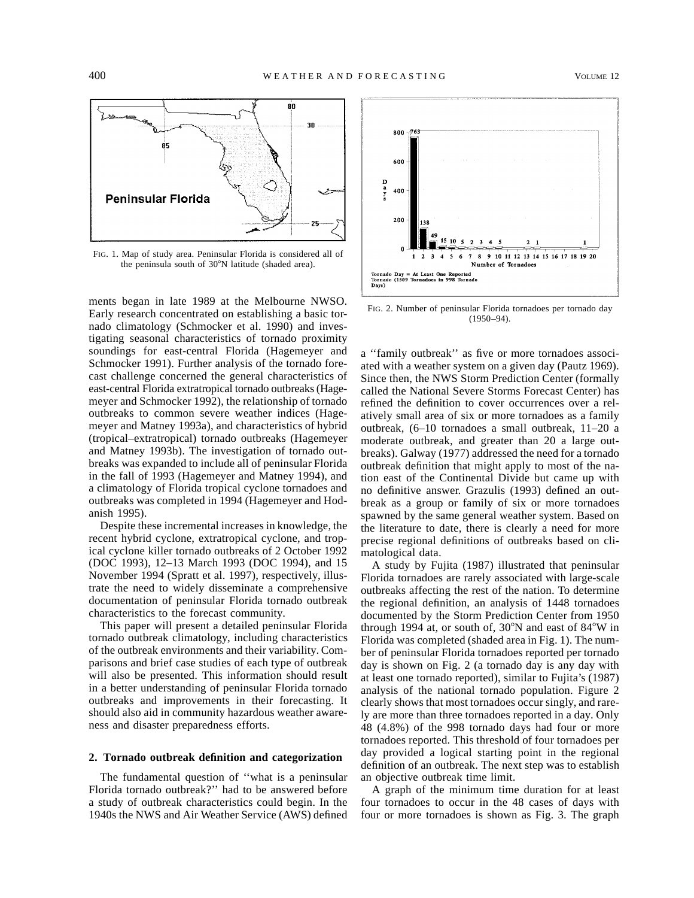FIG. 1. Map of study area. Peninsular Florida is considered all of the peninsula south of 30°N latitude (shaded area).

FIG. 2. Number of peninsular Florida tornadoes per tornado day (1950–94).

ments began in late 1989 at the Melbourne NWSO. Early research concentrated on establishing a basic tornado climatology (Schmocker et al. 1990) and investigating seasonal characteristics of tornado proximity soundings for east-central Florida (Hagemeyer and Schmocker 1991). Further analysis of the tornado forecast challenge concerned the general characteristics of east-central Florida extratropical tornado outbreaks (Hagemeyer and Schmocker 1992), the relationship of tornado outbreaks to common severe weather indices (Hagemeyer and Matney 1993a), and characteristics of hybrid (tropical–extratropical) tornado outbreaks (Hagemeyer and Matney 1993b). The investigation of tornado outbreaks was expanded to include all of peninsular Florida in the fall of 1993 (Hagemeyer and Matney 1994), and a climatology of Florida tropical cyclone tornadoes and outbreaks was completed in 1994 (Hagemeyer and Hodanish 1995).

Despite these incremental increases in knowledge, the recent hybrid cyclone, extratropical cyclone, and tropical cyclone killer tornado outbreaks of 2 October 1992 (DOC 1993), 12–13 March 1993 (DOC 1994), and 15 November 1994 (Spratt et al. 1997), respectively, illustrate the need to widely disseminate a comprehensive documentation of peninsular Florida tornado outbreak characteristics to the forecast community.

This paper will present a detailed peninsular Florida tornado outbreak climatology, including characteristics of the outbreak environments and their variability. Comparisons and brief case studies of each type of outbreak will also be presented. This information should result in a better understanding of peninsular Florida tornado outbreaks and improvements in their forecasting. It should also aid in community hazardous weather awareness and disaster preparedness efforts.

## 2. Tornado outbreak definition and categorization

The fundamental question of ''what is a peninsular Florida tornado outbreak?'' had to be answered before a study of outbreak characteristics could begin. In the 1940s the NWS and Air Weather Service (AWS) defined a ''family outbreak'' as five or more tornadoes associated with a weather system on a given day (Pautz 1969). Since then, the NWS Storm Prediction Center (formally called the National Severe Storms Forecast Center) has refined the definition to cover occurrences over a relatively small area of six or more tornadoes as a family outbreak, (6–10 tornadoes a small outbreak, 11–20 a moderate outbreak, and greater than 20 a large outbreaks). Galway (1977) addressed the need for a tornado outbreak definition that might apply to most of the nation east of the Continental Divide but came up with no definitive answer. Grazulis (1993) defined an outbreak as a group or family of six or more tornadoes spawned by the same general weather system. Based on the literature to date, there is clearly a need for more precise regional definitions of outbreaks based on climatological data.

A study by Fujita (1987) illustrated that peninsular Florida tornadoes are rarely associated with large-scale outbreaks affecting the rest of the nation. To determine the regional definition, an analysis of 1448 tornadoes documented by the Storm Prediction Center from 1950 through 1994 at, or south of, 30°N and east of 84°W in Florida was completed (shaded area in Fig. 1). The number of peninsular Florida tornadoes reported per tornado day is shown on Fig. 2 (a tornado day is any day with at least one tornado reported), similar to Fujita's (1987) analysis of the national tornado population. Figure 2 clearly shows that most tornadoes occur singly, and rarely are more than three tornadoes reported in a day. Only 48 (4.8%) of the 998 tornado days had four or more tornadoes reported. This threshold of four tornadoes per day provided a logical starting point in the regional definition of an outbreak. The next step was to establish an objective outbreak time limit.

A graph of the minimum time duration for at least four tornadoes to occur in the 48 cases of days with four or more tornadoes is shown as Fig. 3. The graph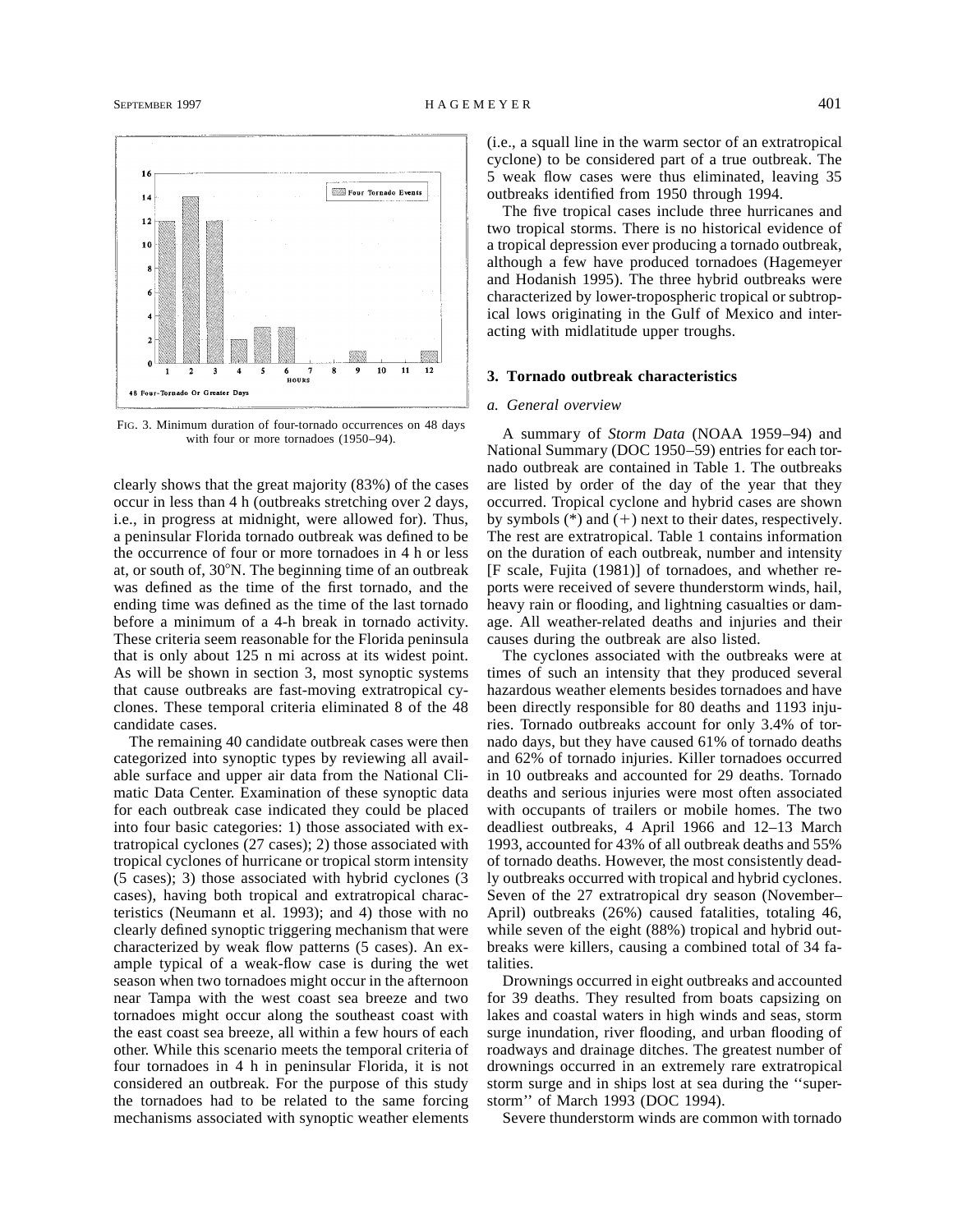FIG. 3. Minimum duration of four-tornado occurrences on 48 days with four or more tornadoes (1950–94).

clearly shows that the great majority (83%) of the cases occur in less than 4 h (outbreaks stretching over 2 days, i.e., in progress at midnight, were allowed for). Thus, a peninsular Florida tornado outbreak was defined to be the occurrence of four or more tornadoes in 4 h or less at, or south of, 30°N. The beginning time of an outbreak was defined as the time of the first tornado, and the ending time was defined as the time of the last tornado before a minimum of a 4-h break in tornado activity. These criteria seem reasonable for the Florida peninsula that is only about 125 n mi across at its widest point. As will be shown in section 3, most synoptic systems that cause outbreaks are fast-moving extratropical cyclones. These temporal criteria eliminated 8 of the 48 candidate cases.

The remaining 40 candidate outbreak cases were then categorized into synoptic types by reviewing all available surface and upper air data from the National Climatic Data Center. Examination of these synoptic data for each outbreak case indicated they could be placed into four basic categories: 1) those associated with extratropical cyclones (27 cases); 2) those associated with tropical cyclones of hurricane or tropical storm intensity (5 cases); 3) those associated with hybrid cyclones (3 cases), having both tropical and extratropical characteristics (Neumann et al. 1993); and 4) those with no clearly defined synoptic triggering mechanism that were characterized by weak flow patterns (5 cases). An example typical of a weak-flow case is during the wet season when two tornadoes might occur in the afternoon near Tampa with the west coast sea breeze and two tornadoes might occur along the southeast coast with the east coast sea breeze, all within a few hours of each other. While this scenario meets the temporal criteria of four tornadoes in 4 h in peninsular Florida, it is not considered an outbreak. For the purpose of this study the tornadoes had to be related to the same forcing mechanisms associated with synoptic weather elements (i.e., a squall line in the warm sector of an extratropical cyclone) to be considered part of a true outbreak. The 5 weak flow cases were thus eliminated, leaving 35 outbreaks identified from 1950 through 1994.

The five tropical cases include three hurricanes and two tropical storms. There is no historical evidence of a tropical depression ever producing a tornado outbreak, although a few have produced tornadoes (Hagemeyer and Hodanish 1995). The three hybrid outbreaks were characterized by lower-tropospheric tropical or subtropical lows originating in the Gulf of Mexico and interacting with midlatitude upper troughs.

## 3. Tornado outbreak characteristics

### *a. General overview*

A summary of *Storm Data* (NOAA 1959–94) and National Summary (DOC 1950–59) entries for each tornado outbreak are contained in Table 1. The outbreaks are listed by order of the day of the year that they occurred. Tropical cyclone and hybrid cases are shown by symbols (*) and (+) next to their dates, respectively. The rest are extratropical. Table 1 contains information on the duration of each outbreak, number and intensity [F scale, Fujita (1981)] of tornadoes, and whether reports were received of severe thunderstorm winds, hail, heavy rain or flooding, and lightning casualties or damage. All weather-related deaths and injuries and their causes during the outbreak are also listed.

The cyclones associated with the outbreaks were at times of such an intensity that they produced several hazardous weather elements besides tornadoes and have been directly responsible for 80 deaths and 1193 injuries. Tornado outbreaks account for only 3.4% of tornado days, but they have caused 61% of tornado deaths and 62% of tornado injuries. Killer tornadoes occurred in 10 outbreaks and accounted for 29 deaths. Tornado deaths and serious injuries were most often associated with occupants of trailers or mobile homes. The two deadliest outbreaks, 4 April 1966 and 12–13 March 1993, accounted for 43% of all outbreak deaths and 55% of tornado deaths. However, the most consistently deadly outbreaks occurred with tropical and hybrid cyclones. Seven of the 27 extratropical dry season (November–April) outbreaks (26%) caused fatalities, totaling 46, while seven of the eight (88%) tropical and hybrid outbreaks were killers, causing a combined total of 34 fatalities.

Drownings occurred in eight outbreaks and accounted for 39 deaths. They resulted from boats capsizing on lakes and coastal waters in high winds and seas, storm surge inundation, river flooding, and urban flooding of roadways and drainage ditches. The greatest number of drownings occurred in an extremely rare extratropical storm surge and in ships lost at sea during the ''superstorm'' of March 1993 (DOC 1994).

Severe thunderstorm winds are common with tornado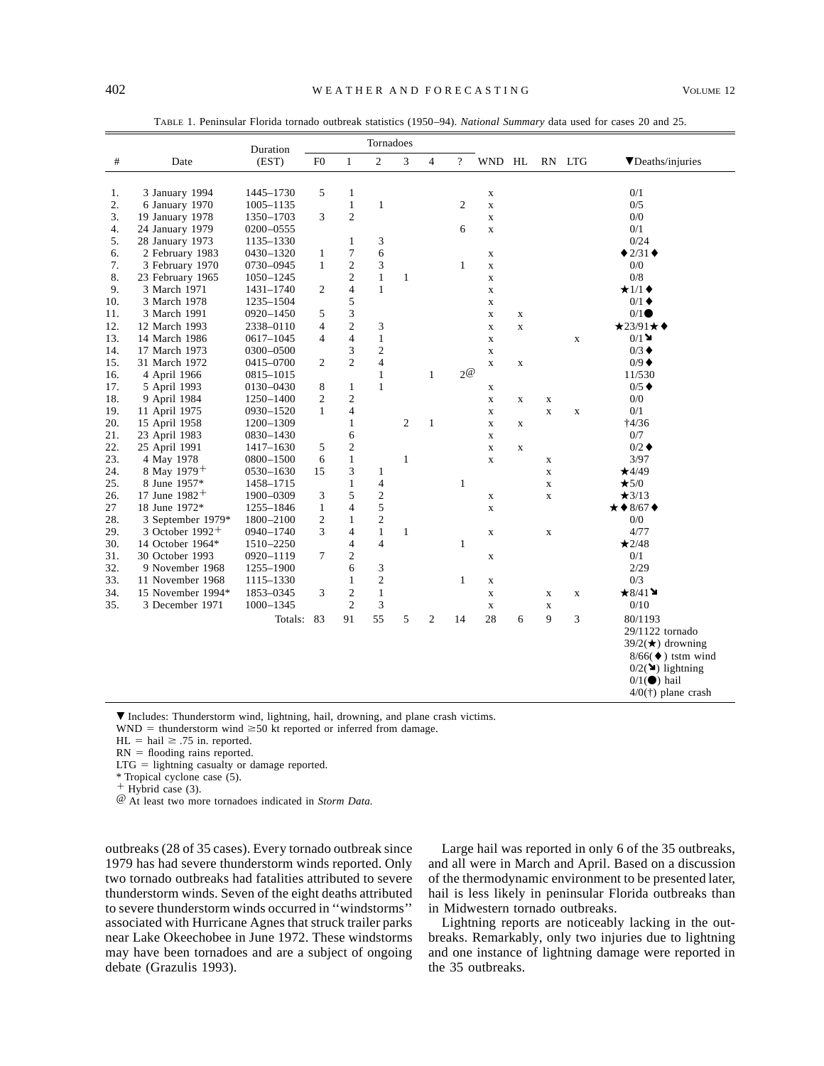TABLE 1. Peninsular Florida tornado outbreak statistics (1950–94). *National Summary* data used for cases 20 and 25.

| # | Date | Duration (EST) | Tornadoes F0 | 1 | 2 | 3 | 4 | ? | WND | HL | RN | LTG | ▼Deaths/injuries |
|---|---|---|---|---|---|---|---|---|---|---|---|---|---|
| 1. | 3 January 1994 | 1445–1730 | 5 | 1 | | | | | x | | | | 0/1 |
| 2. | 6 January 1970 | 1005–1135 | | 1 | 1 | | | 2 | x | | | | 0/5 |
| 3. | 19 January 1978 | 1350–1703 | 3 | 2 | | | | | x | | | | 0/0 |
| 4. | 24 January 1979 | 0200–0555 | | | | | | 6 | x | | | | 0/1 |
| 5. | 28 January 1973 | 1135–1330 | | 1 | 3 | | | | | | | | 0/24 |
| 6. | 2 February 1983 | 0430–1320 | 1 | 7 | 6 | | | | x | | | | ♦2/31♦ |
| 7. | 3 February 1970 | 0730–0945 | 1 | 2 | 3 | | | 1 | x | | | | 0/0 |
| 8. | 23 February 1965 | 1050–1245 | | 2 | 1 | 1 | | | x | | | | 0/8 |
| 9. | 3 March 1971 | 1431–1740 | 2 | 4 | 1 | | | | x | | | | ★1/1♦ |
| 10. | 3 March 1978 | 1235–1504 | | 5 | | | | | x | | | | 0/1♦ |
| 11. | 3 March 1991 | 0920–1450 | 5 | 3 | | | | | x | x | | | 0/1● |
| 12. | 12 March 1993 | 2338–0110 | 4 | 2 | 3 | | | | x | x | | | ★23/91★♦ |
| 13. | 14 March 1986 | 0617–1045 | 4 | 4 | 1 | | | | x | | | x | 0/1➘ |
| 14. | 17 March 1973 | 0300–0500 | | 3 | 2 | | | | x | | | | 0/3♦ |
| 15. | 31 March 1972 | 0415–0700 | 2 | 2 | 4 | | | | x | x | | | 0/9♦ |
| 16. | 4 April 1966 | 0815–1015 | | | 1 | | 1 | 2[@] | | | | | 11/530 |
| 17. | 5 April 1993 | 0130–0430 | 8 | 1 | 1 | | | | x | | | | 0/5♦ |
| 18. | 9 April 1984 | 1250–1400 | 2 | 2 | | | | | x | x | x | | 0/0 |
| 19. | 11 April 1975 | 0930–1520 | 1 | 4 | | | | | x | | x | x | 0/1 |
| 20. | 15 April 1958 | 1200–1309 | | 1 | | 2 | 1 | | x | x | | | †4/36 |
| 21. | 23 April 1983 | 0830–1430 | | 6 | | | | | x | | | | 0/7 |
| 22. | 25 April 1991 | 1417–1630 | 5 | 2 | | | | | x | x | | | 0/2♦ |
| 23. | 4 May 1978 | 0800–1500 | 6 | 1 | | 1 | | | x | | x | | 3/97 |
| 24. | 8 May 1979+ | 0530–1630 | 15 | 3 | 1 | | | | | | x | | ★4/49 |
| 25. | 8 June 1957* | 1458–1715 | | 1 | 4 | | | 1 | | | x | | ★5/0 |
| 26. | 17 June 1982+ | 1900–0309 | 3 | 5 | 2 | | | | x | | x | | ★3/13 |
| 27 | 18 June 1972* | 1255–1846 | 1 | 4 | 5 | | | | x | | | | ★♦8/67♦ |
| 28. | 3 September 1979* | 1800–2100 | 2 | 1 | 2 | | | | | | | | 0/0 |
| 29. | 3 October 1992+ | 0940–1740 | 3 | 4 | 1 | 1 | | | x | | x | | 4/77 |
| 30. | 14 October 1964* | 1510–2250 | | 4 | 4 | | | 1 | | | | | ★2/48 |
| 31. | 30 October 1993 | 0920–1119 | 7 | 2 | | | | | x | | | | 0/1 |
| 32. | 9 November 1968 | 1255–1900 | | 6 | 3 | | | | | | | | 2/29 |
| 33. | 11 November 1968 | 1115–1330 | | 1 | 2 | | | 1 | x | | | | 0/3 |
| 34. | 15 November 1994* | 1853–0345 | 3 | 2 | 1 | | | | x | | x | x | ★8/41➘ |
| 35. | 3 December 1971 | 1000–1345 | | 2 | 3 | | | | x | | x | | 0/10 |
| | | Totals: | 83 | 91 | 55 | 5 | 2 | 14 | 28 | 6 | 9 | 3 | 80/1193; 29/1122 tornado; 39/2(★) drowning; 8/66(♦) tstm wind; 0/2(➘) lightning; 0/1(●) hail; 4/0(†) plane crash |

▼ Includes: Thunderstorm wind, lightning, hail, drowning, and plane crash victims.
WND = thunderstorm wind ≥50 kt reported or inferred from damage.
HL = hail ≥ .75 in. reported.
RN = flooding rains reported.
LTG = lightning casualty or damage reported.
\* Tropical cyclone case (5).
\+ Hybrid case (3).
@ At least two more tornadoes indicated in *Storm Data.*

outbreaks (28 of 35 cases). Every tornado outbreak since 1979 has had severe thunderstorm winds reported. Only two tornado outbreaks had fatalities attributed to severe thunderstorm winds. Seven of the eight deaths attributed to severe thunderstorm winds occurred in ''windstorms'' associated with Hurricane Agnes that struck trailer parks near Lake Okeechobee in June 1972. These windstorms may have been tornadoes and are a subject of ongoing debate (Grazulis 1993).

Large hail was reported in only 6 of the 35 outbreaks, and all were in March and April. Based on a discussion of the thermodynamic environment to be presented later, hail is less likely in peninsular Florida outbreaks than in Midwestern tornado outbreaks.

Lightning reports are noticeably lacking in the outbreaks. Remarkably, only two injuries due to lightning and one instance of lightning damage were reported in the 35 outbreaks.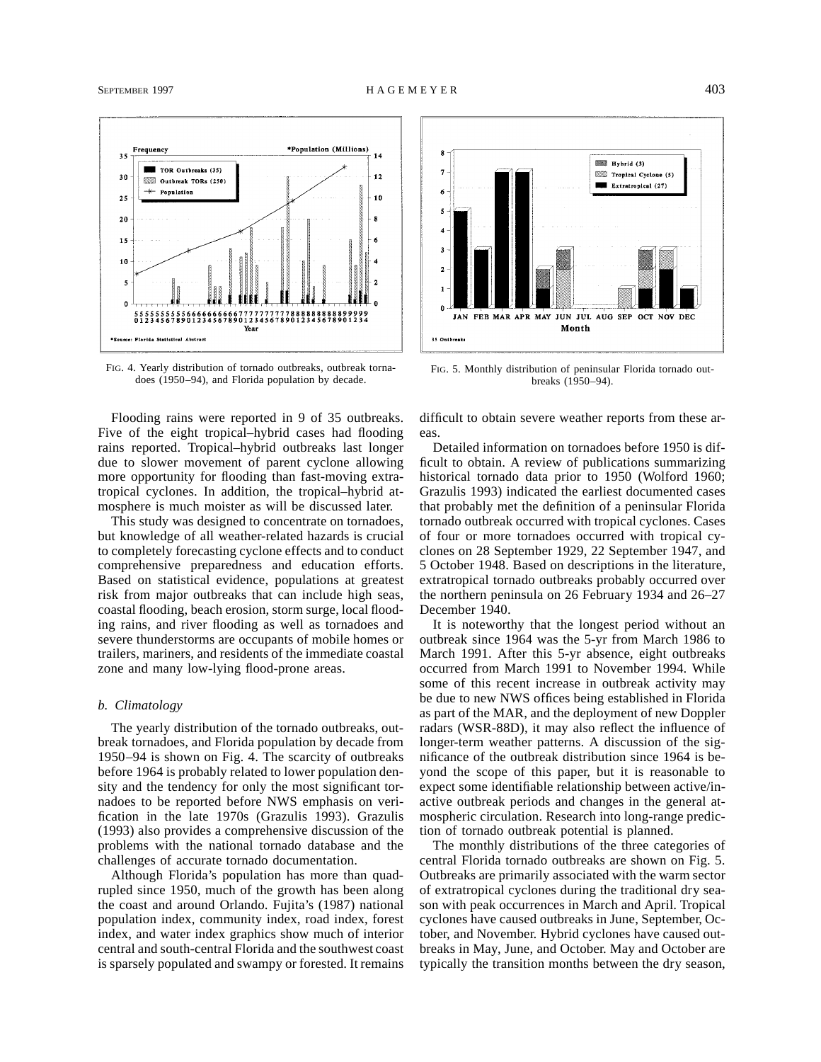FIG. 4. Yearly distribution of tornado outbreaks, outbreak tornadoes (1950–94), and Florida population by decade.

FIG. 5. Monthly distribution of peninsular Florida tornado outbreaks (1950–94).

Flooding rains were reported in 9 of 35 outbreaks. Five of the eight tropical–hybrid cases had flooding rains reported. Tropical–hybrid outbreaks last longer due to slower movement of parent cyclone allowing more opportunity for flooding than fast-moving extratropical cyclones. In addition, the tropical–hybrid atmosphere is much moister as will be discussed later.

This study was designed to concentrate on tornadoes, but knowledge of all weather-related hazards is crucial to completely forecasting cyclone effects and to conduct comprehensive preparedness and education efforts. Based on statistical evidence, populations at greatest risk from major outbreaks that can include high seas, coastal flooding, beach erosion, storm surge, local flooding rains, and river flooding as well as tornadoes and severe thunderstorms are occupants of mobile homes or trailers, mariners, and residents of the immediate coastal zone and many low-lying flood-prone areas.

### *b. Climatology*

The yearly distribution of the tornado outbreaks, outbreak tornadoes, and Florida population by decade from 1950–94 is shown on Fig. 4. The scarcity of outbreaks before 1964 is probably related to lower population density and the tendency for only the most significant tornadoes to be reported before NWS emphasis on verification in the late 1970s (Grazulis 1993). Grazulis (1993) also provides a comprehensive discussion of the problems with the national tornado database and the challenges of accurate tornado documentation.

Although Florida's population has more than quadrupled since 1950, much of the growth has been along the coast and around Orlando. Fujita's (1987) national population index, community index, road index, forest index, and water index graphics show much of interior central and south-central Florida and the southwest coast is sparsely populated and swampy or forested. It remains difficult to obtain severe weather reports from these areas.

Detailed information on tornadoes before 1950 is difficult to obtain. A review of publications summarizing historical tornado data prior to 1950 (Wolford 1960; Grazulis 1993) indicated the earliest documented cases that probably met the definition of a peninsular Florida tornado outbreak occurred with tropical cyclones. Cases of four or more tornadoes occurred with tropical cyclones on 28 September 1929, 22 September 1947, and 5 October 1948. Based on descriptions in the literature, extratropical tornado outbreaks probably occurred over the northern peninsula on 26 February 1934 and 26–27 December 1940.

It is noteworthy that the longest period without an outbreak since 1964 was the 5-yr from March 1986 to March 1991. After this 5-yr absence, eight outbreaks occurred from March 1991 to November 1994. While some of this recent increase in outbreak activity may be due to new NWS offices being established in Florida as part of the MAR, and the deployment of new Doppler radars (WSR-88D), it may also reflect the influence of longer-term weather patterns. A discussion of the significance of the outbreak distribution since 1964 is beyond the scope of this paper, but it is reasonable to expect some identifiable relationship between active/inactive outbreak periods and changes in the general atmospheric circulation. Research into long-range prediction of tornado outbreak potential is planned.

The monthly distributions of the three categories of central Florida tornado outbreaks are shown on Fig. 5. Outbreaks are primarily associated with the warm sector of extratropical cyclones during the traditional dry season with peak occurrences in March and April. Tropical cyclones have caused outbreaks in June, September, October, and November. Hybrid cyclones have caused outbreaks in May, June, and October. May and October are typically the transition months between the dry season,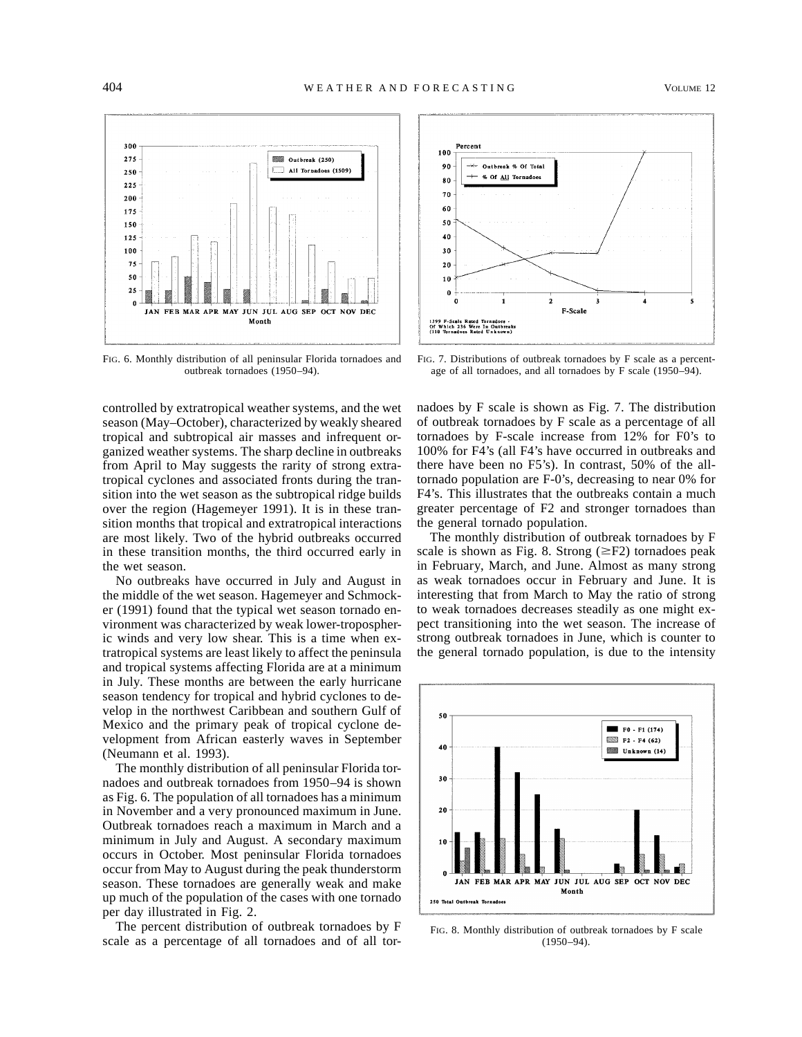FIG. 6. Monthly distribution of all peninsular Florida tornadoes and outbreak tornadoes (1950–94).

FIG. 7. Distributions of outbreak tornadoes by F scale as a percentage of all tornadoes, and all tornadoes by F scale (1950–94).

controlled by extratropical weather systems, and the wet season (May–October), characterized by weakly sheared tropical and subtropical air masses and infrequent organized weather systems. The sharp decline in outbreaks from April to May suggests the rarity of strong extratropical cyclones and associated fronts during the transition into the wet season as the subtropical ridge builds over the region (Hagemeyer 1991). It is in these transition months that tropical and extratropical interactions are most likely. Two of the hybrid outbreaks occurred in these transition months, the third occurred early in the wet season.

No outbreaks have occurred in July and August in the middle of the wet season. Hagemeyer and Schmocker (1991) found that the typical wet season tornado environment was characterized by weak lower-tropospheric winds and very low shear. This is a time when extratropical systems are least likely to affect the peninsula and tropical systems affecting Florida are at a minimum in July. These months are between the early hurricane season tendency for tropical and hybrid cyclones to develop in the northwest Caribbean and southern Gulf of Mexico and the primary peak of tropical cyclone development from African easterly waves in September (Neumann et al. 1993).

The monthly distribution of all peninsular Florida tornadoes and outbreak tornadoes from 1950–94 is shown as Fig. 6. The population of all tornadoes has a minimum in November and a very pronounced maximum in June. Outbreak tornadoes reach a maximum in March and a minimum in July and August. A secondary maximum occurs in October. Most peninsular Florida tornadoes occur from May to August during the peak thunderstorm season. These tornadoes are generally weak and make up much of the population of the cases with one tornado per day illustrated in Fig. 2.

The percent distribution of outbreak tornadoes by F scale as a percentage of all tornadoes and of all tornadoes by F scale is shown as Fig. 7. The distribution of outbreak tornadoes by F scale as a percentage of all tornadoes by F-scale increase from 12% for F0's to 100% for F4's (all F4's have occurred in outbreaks and there have been no F5's). In contrast, 50% of the all-tornado population are F-0's, decreasing to near 0% for F4's. This illustrates that the outbreaks contain a much greater percentage of F2 and stronger tornadoes than the general tornado population.

The monthly distribution of outbreak tornadoes by F scale is shown as Fig. 8. Strong (≥F2) tornadoes peak in February, March, and June. Almost as many strong as weak tornadoes occur in February and June. It is interesting that from March to May the ratio of strong to weak tornadoes decreases steadily as one might expect transitioning into the wet season. The increase of strong outbreak tornadoes in June, which is counter to the general tornado population, is due to the intensity

FIG. 8. Monthly distribution of outbreak tornadoes by F scale (1950–94).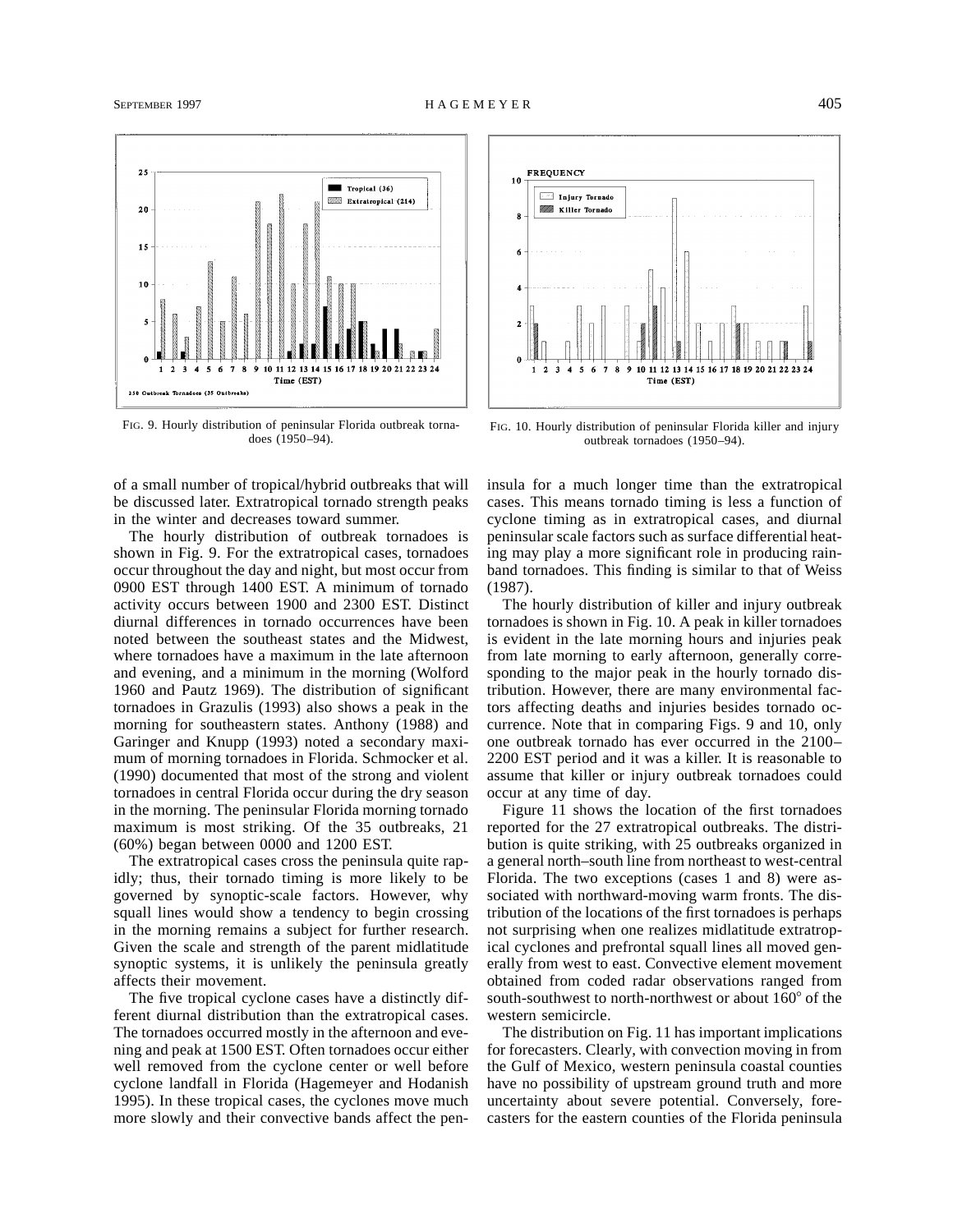FIG. 9. Hourly distribution of peninsular Florida outbreak tornadoes (1950–94).

FIG. 10. Hourly distribution of peninsular Florida killer and injury outbreak tornadoes (1950–94).

of a small number of tropical/hybrid outbreaks that will be discussed later. Extratropical tornado strength peaks in the winter and decreases toward summer.

The hourly distribution of outbreak tornadoes is shown in Fig. 9. For the extratropical cases, tornadoes occur throughout the day and night, but most occur from 0900 EST through 1400 EST. A minimum of tornado activity occurs between 1900 and 2300 EST. Distinct diurnal differences in tornado occurrences have been noted between the southeast states and the Midwest, where tornadoes have a maximum in the late afternoon and evening, and a minimum in the morning (Wolford 1960 and Pautz 1969). The distribution of significant tornadoes in Grazulis (1993) also shows a peak in the morning for southeastern states. Anthony (1988) and Garinger and Knupp (1993) noted a secondary maximum of morning tornadoes in Florida. Schmocker et al. (1990) documented that most of the strong and violent tornadoes in central Florida occur during the dry season in the morning. The peninsular Florida morning tornado maximum is most striking. Of the 35 outbreaks, 21 (60%) began between 0000 and 1200 EST.

The extratropical cases cross the peninsula quite rapidly; thus, their tornado timing is more likely to be governed by synoptic-scale factors. However, why squall lines would show a tendency to begin crossing in the morning remains a subject for further research. Given the scale and strength of the parent midlatitude synoptic systems, it is unlikely the peninsula greatly affects their movement.

The five tropical cyclone cases have a distinctly different diurnal distribution than the extratropical cases. The tornadoes occurred mostly in the afternoon and evening and peak at 1500 EST. Often tornadoes occur either well removed from the cyclone center or well before cyclone landfall in Florida (Hagemeyer and Hodanish 1995). In these tropical cases, the cyclones move much more slowly and their convective bands affect the peninsula for a much longer time than the extratropical cases. This means tornado timing is less a function of cyclone timing as in extratropical cases, and diurnal peninsular scale factors such as surface differential heating may play a more significant role in producing rainband tornadoes. This finding is similar to that of Weiss (1987).

The hourly distribution of killer and injury outbreak tornadoes is shown in Fig. 10. A peak in killer tornadoes is evident in the late morning hours and injuries peak from late morning to early afternoon, generally corresponding to the major peak in the hourly tornado distribution. However, there are many environmental factors affecting deaths and injuries besides tornado occurrence. Note that in comparing Figs. 9 and 10, only one outbreak tornado has ever occurred in the 2100–2200 EST period and it was a killer. It is reasonable to assume that killer or injury outbreak tornadoes could occur at any time of day.

Figure 11 shows the location of the first tornadoes reported for the 27 extratropical outbreaks. The distribution is quite striking, with 25 outbreaks organized in a general north–south line from northeast to west-central Florida. The two exceptions (cases 1 and 8) were associated with northward-moving warm fronts. The distribution of the locations of the first tornadoes is perhaps not surprising when one realizes midlatitude extratropical cyclones and prefrontal squall lines all moved generally from west to east. Convective element movement obtained from coded radar observations ranged from south-southwest to north-northwest or about 160° of the western semicircle.

The distribution on Fig. 11 has important implications for forecasters. Clearly, with convection moving in from the Gulf of Mexico, western peninsula coastal counties have no possibility of upstream ground truth and more uncertainty about severe potential. Conversely, forecasters for the eastern counties of the Florida peninsula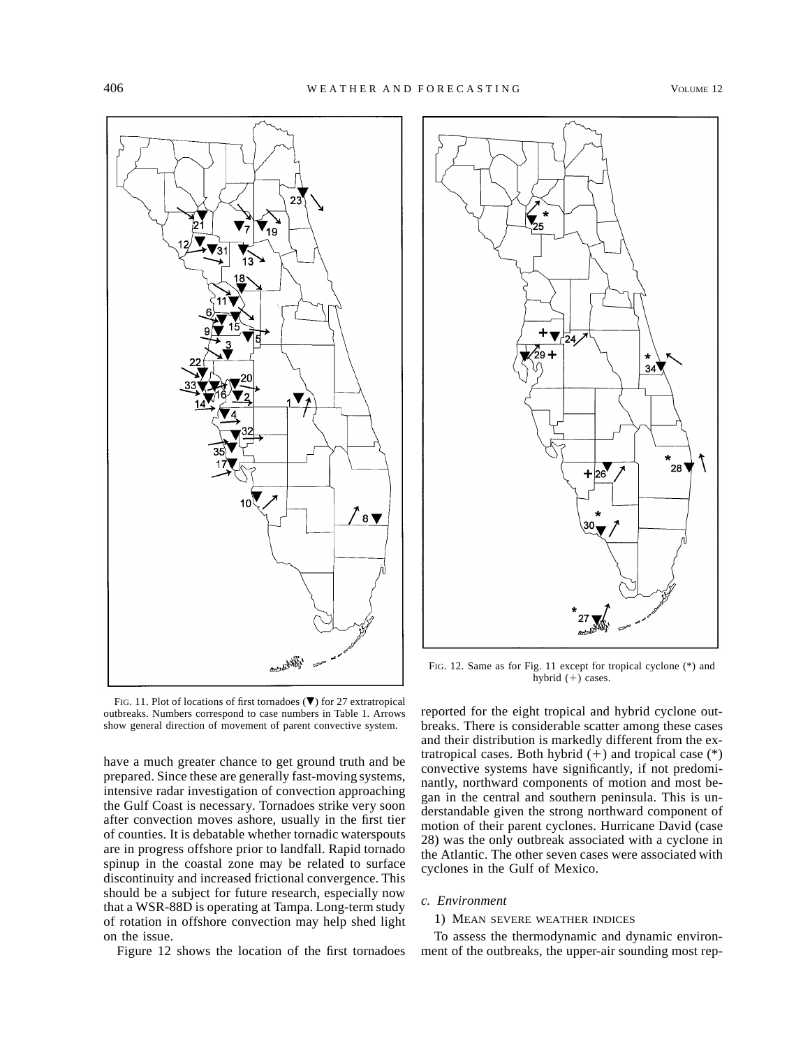FIG. 11. Plot of locations of first tornadoes (▼) for 27 extratropical outbreaks. Numbers correspond to case numbers in Table 1. Arrows show general direction of movement of parent convective system.

FIG. 12. Same as for Fig. 11 except for tropical cyclone (*) and hybrid (+) cases.

have a much greater chance to get ground truth and be prepared. Since these are generally fast-moving systems, intensive radar investigation of convection approaching the Gulf Coast is necessary. Tornadoes strike very soon after convection moves ashore, usually in the first tier of counties. It is debatable whether tornadic waterspouts are in progress offshore prior to landfall. Rapid tornado spinup in the coastal zone may be related to surface discontinuity and increased frictional convergence. This should be a subject for future research, especially now that a WSR-88D is operating at Tampa. Long-term study of rotation in offshore convection may help shed light on the issue.

Figure 12 shows the location of the first tornadoes reported for the eight tropical and hybrid cyclone outbreaks. There is considerable scatter among these cases and their distribution is markedly different from the extratropical cases. Both hybrid (+) and tropical case (*) convective systems have significantly, if not predominantly, northward components of motion and most began in the central and southern peninsula. This is understandable given the strong northward component of motion of their parent cyclones. Hurricane David (case 28) was the only outbreak associated with a cyclone in the Atlantic. The other seven cases were associated with cyclones in the Gulf of Mexico.

### *c. Environment*

#### 1) MEAN SEVERE WEATHER INDICES

To assess the thermodynamic and dynamic environment of the outbreaks, the upper-air sounding most rep-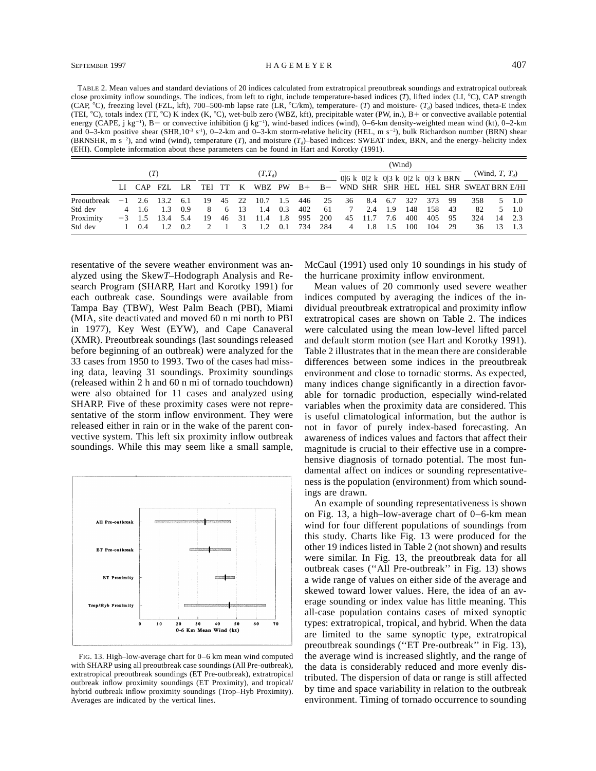TABLE 2. Mean values and standard deviations of 20 indices calculated from extratropical preoutbreak soundings and extratropical outbreak close proximity inflow soundings. The indices, from left to right, include temperature-based indices ($T$), lifted index (LI, °C), CAP strength (CAP, °C), freezing level (FZL, kft), 700–500-mb lapse rate (LR, °C/km), temperature- ($T$) and moisture- ($T_d$) based indices, theta-E index (TEI, °C), totals index (TT, °C) K index (K, °C), wet-bulb zero (WBZ, kft), precipitable water (PW, in.), B+ or convective available potential energy (CAPE, j kg$^{-1}$), B− or convective inhibition (j kg$^{-1}$), wind-based indices (wind), 0–6-km density-weighted mean wind (kt), 0–2-km and 0–3-km positive shear (SHR,$10^{-3}$ s$^{-1}$), 0–2-km and 0–3-km storm-relative helicity (HEL, m s$^{-2}$), bulk Richardson number (BRN) shear (BRNSHR, m s$^{-2}$), and wind (wind), temperature ($T$), and moisture ($T_d$)–based indices: SWEAT index, BRN, and the energy–helicity index (EHI). Complete information about these parameters can be found in Hart and Korotky (1991).

| | ($T$) | | | | ($T$,$T_d$) | | | | | | | (Wind) | | | | | | (Wind, $T$, $T_d$) | | |
|---|---|---|---|---|---|---|---|---|---|---|---|---|---|---|---|---|---|---|---|---|
| | | | | | | | | | | | | 0\|6 k | 0\|2 k | 0\|3 k | 0\|2 k | 0\|3 k | BRN | | | |
| | LI | CAP | FZL | LR | TEI | TT | K | WBZ | PW | B+ | B− | WND | SHR | SHR | HEL | HEL | SHR | SWEAT | BRN | E/HI |
| Preoutbreak | −1 | 2.6 | 13.2 | 6.1 | 19 | 45 | 22 | 10.7 | 1.5 | 446 | 25 | 36 | 8.4 | 6.7 | 327 | 373 | 99 | 358 | 5 | 1.0 |
| Std dev | 4 | 1.6 | 1.3 | 0.9 | 8 | 6 | 13 | 1.4 | 0.3 | 402 | 61 | 7 | 2.4 | 1.9 | 148 | 158 | 43 | 82 | 5 | 1.0 |
| Proximity | −3 | 1.5 | 13.4 | 5.4 | 19 | 46 | 31 | 11.4 | 1.8 | 995 | 200 | 45 | 11.7 | 7.6 | 400 | 405 | 95 | 324 | 14 | 2.3 |
| Std dev | 1 | 0.4 | 1.2 | 0.2 | 2 | 1 | 3 | 1.2 | 0.1 | 734 | 284 | 4 | 1.8 | 1.5 | 100 | 104 | 29 | 36 | 13 | 1.3 |

resentative of the severe weather environment was analyzed using the Skew$T$–Hodograph Analysis and Research Program (SHARP, Hart and Korotky 1991) for each outbreak case. Soundings were available from Tampa Bay (TBW), West Palm Beach (PBI), Miami (MIA, site deactivated and moved 60 n mi north to PBI in 1977), Key West (EYW), and Cape Canaveral (XMR). Preoutbreak soundings (last soundings released before beginning of an outbreak) were analyzed for the 33 cases from 1950 to 1993. Two of the cases had missing data, leaving 31 soundings. Proximity soundings (released within 2 h and 60 n mi of tornado touchdown) were also obtained for 11 cases and analyzed using SHARP. Five of these proximity cases were not representative of the storm inflow environment. They were released either in rain or in the wake of the parent convective system. This left six proximity inflow outbreak soundings. While this may seem like a small sample, McCaul (1991) used only 10 soundings in his study of the hurricane proximity inflow environment.

Mean values of 20 commonly used severe weather indices computed by averaging the indices of the individual preoutbreak extratropical and proximity inflow extratropical cases are shown on Table 2. The indices were calculated using the mean low-level lifted parcel and default storm motion (see Hart and Korotky 1991). Table 2 illustrates that in the mean there are considerable differences between some indices in the preoutbreak environment and close to tornadic storms. As expected, many indices change significantly in a direction favorable for tornadic production, especially wind-related variables when the proximity data are considered. This is useful climatological information, but the author is not in favor of purely index-based forecasting. An awareness of indices values and factors that affect their magnitude is crucial to their effective use in a comprehensive diagnosis of tornado potential. The most fundamental affect on indices or sounding representativeness is the population (environment) from which soundings are drawn.

An example of sounding representativeness is shown on Fig. 13, a high–low-average chart of 0–6-km mean wind for four different populations of soundings from this study. Charts like Fig. 13 were produced for the other 19 indices listed in Table 2 (not shown) and results were similar. In Fig. 13, the preoutbreak data for all outbreak cases (''All Pre-outbreak'' in Fig. 13) shows a wide range of values on either side of the average and skewed toward lower values. Here, the idea of an average sounding or index value has little meaning. This all-case population contains cases of mixed synoptic types: extratropical, tropical, and hybrid. When the data are limited to the same synoptic type, extratropical preoutbreak soundings (''ET Pre-outbreak'' in Fig. 13), the average wind is increased slightly, and the range of the data is considerably reduced and more evenly distributed. The dispersion of data or range is still affected by time and space variability in relation to the outbreak environment. Timing of tornado occurrence to sounding

FIG. 13. High–low-average chart for 0–6 km mean wind computed with SHARP using all preoutbreak case soundings (All Pre-outbreak), extratropical preoutbreak soundings (ET Pre-outbreak), extratropical outbreak inflow proximity soundings (ET Proximity), and tropical/hybrid outbreak inflow proximity soundings (Trop–Hyb Proximity). Averages are indicated by the vertical lines.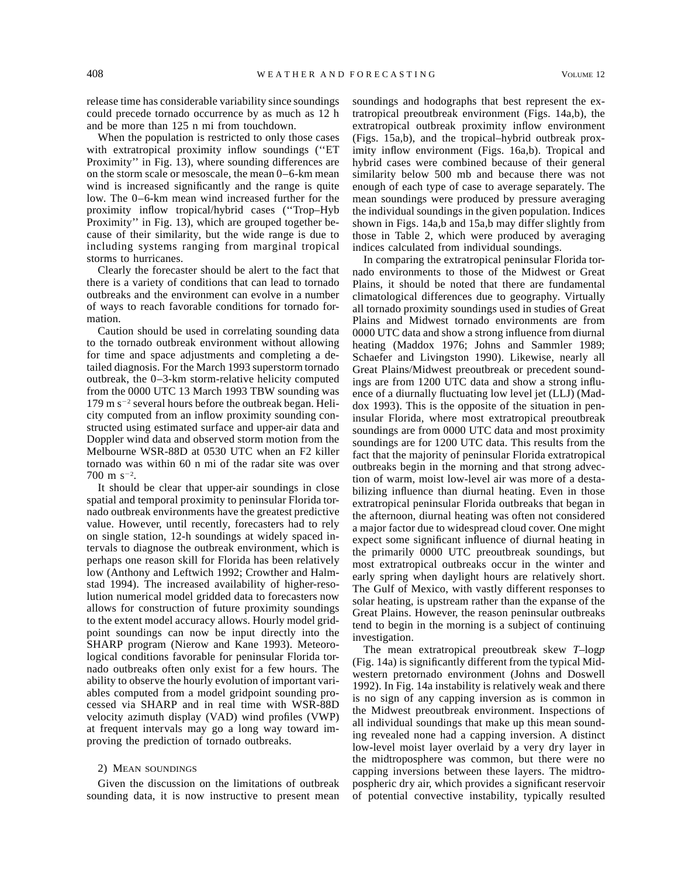release time has considerable variability since soundings could precede tornado occurrence by as much as 12 h and be more than 125 n mi from touchdown.

When the population is restricted to only those cases with extratropical proximity inflow soundings (''ET Proximity'' in Fig. 13), where sounding differences are on the storm scale or mesoscale, the mean 0–6-km mean wind is increased significantly and the range is quite low. The 0–6-km mean wind increased further for the proximity inflow tropical/hybrid cases (''Trop–Hyb Proximity'' in Fig. 13), which are grouped together because of their similarity, but the wide range is due to including systems ranging from marginal tropical storms to hurricanes.

Clearly the forecaster should be alert to the fact that there is a variety of conditions that can lead to tornado outbreaks and the environment can evolve in a number of ways to reach favorable conditions for tornado formation.

Caution should be used in correlating sounding data to the tornado outbreak environment without allowing for time and space adjustments and completing a detailed diagnosis. For the March 1993 superstorm tornado outbreak, the 0–3-km storm-relative helicity computed from the 0000 UTC 13 March 1993 TBW sounding was 179 m s$^{-2}$ several hours before the outbreak began. Helicity computed from an inflow proximity sounding constructed using estimated surface and upper-air data and Doppler wind data and observed storm motion from the Melbourne WSR-88D at 0530 UTC when an F2 killer tornado was within 60 n mi of the radar site was over 700 m s$^{-2}$.

It should be clear that upper-air soundings in close spatial and temporal proximity to peninsular Florida tornado outbreak environments have the greatest predictive value. However, until recently, forecasters had to rely on single station, 12-h soundings at widely spaced intervals to diagnose the outbreak environment, which is perhaps one reason skill for Florida has been relatively low (Anthony and Leftwich 1992; Crowther and Halmstad 1994). The increased availability of higher-resolution numerical model gridded data to forecasters now allows for construction of future proximity soundings to the extent model accuracy allows. Hourly model gridpoint soundings can now be input directly into the SHARP program (Nierow and Kane 1993). Meteorological conditions favorable for peninsular Florida tornado outbreaks often only exist for a few hours. The ability to observe the hourly evolution of important variables computed from a model gridpoint sounding processed via SHARP and in real time with WSR-88D velocity azimuth display (VAD) wind profiles (VWP) at frequent intervals may go a long way toward improving the prediction of tornado outbreaks.

#### 2) Mean soundings

Given the discussion on the limitations of outbreak sounding data, it is now instructive to present mean soundings and hodographs that best represent the extratropical preoutbreak environment (Figs. 14a,b), the extratropical outbreak proximity inflow environment (Figs. 15a,b), and the tropical–hybrid outbreak proximity inflow environment (Figs. 16a,b). Tropical and hybrid cases were combined because of their general similarity below 500 mb and because there was not enough of each type of case to average separately. The mean soundings were produced by pressure averaging the individual soundings in the given population. Indices shown in Figs. 14a,b and 15a,b may differ slightly from those in Table 2, which were produced by averaging indices calculated from individual soundings.

In comparing the extratropical peninsular Florida tornado environments to those of the Midwest or Great Plains, it should be noted that there are fundamental climatological differences due to geography. Virtually all tornado proximity soundings used in studies of Great Plains and Midwest tornado environments are from 0000 UTC data and show a strong influence from diurnal heating (Maddox 1976; Johns and Sammler 1989; Schaefer and Livingston 1990). Likewise, nearly all Great Plains/Midwest preoutbreak or precedent soundings are from 1200 UTC data and show a strong influence of a diurnally fluctuating low level jet (LLJ) (Maddox 1993). This is the opposite of the situation in peninsular Florida, where most extratropical preoutbreak soundings are from 0000 UTC data and most proximity soundings are for 1200 UTC data. This results from the fact that the majority of peninsular Florida extratropical outbreaks begin in the morning and that strong advection of warm, moist low-level air was more of a destabilizing influence than diurnal heating. Even in those extratropical peninsular Florida outbreaks that began in the afternoon, diurnal heating was often not considered a major factor due to widespread cloud cover. One might expect some significant influence of diurnal heating in the primarily 0000 UTC preoutbreak soundings, but most extratropical outbreaks occur in the winter and early spring when daylight hours are relatively short. The Gulf of Mexico, with vastly different responses to solar heating, is upstream rather than the expanse of the Great Plains. However, the reason peninsular outbreaks tend to begin in the morning is a subject of continuing investigation.

The mean extratropical preoutbreak skew *T*–log*p* (Fig. 14a) is significantly different from the typical Midwestern pretornado environment (Johns and Doswell 1992). In Fig. 14a instability is relatively weak and there is no sign of any capping inversion as is common in the Midwest preoutbreak environment. Inspections of all individual soundings that make up this mean sounding revealed none had a capping inversion. A distinct low-level moist layer overlaid by a very dry layer in the midtroposphere was common, but there were no capping inversions between these layers. The midtropospheric dry air, which provides a significant reservoir of potential convective instability, typically resulted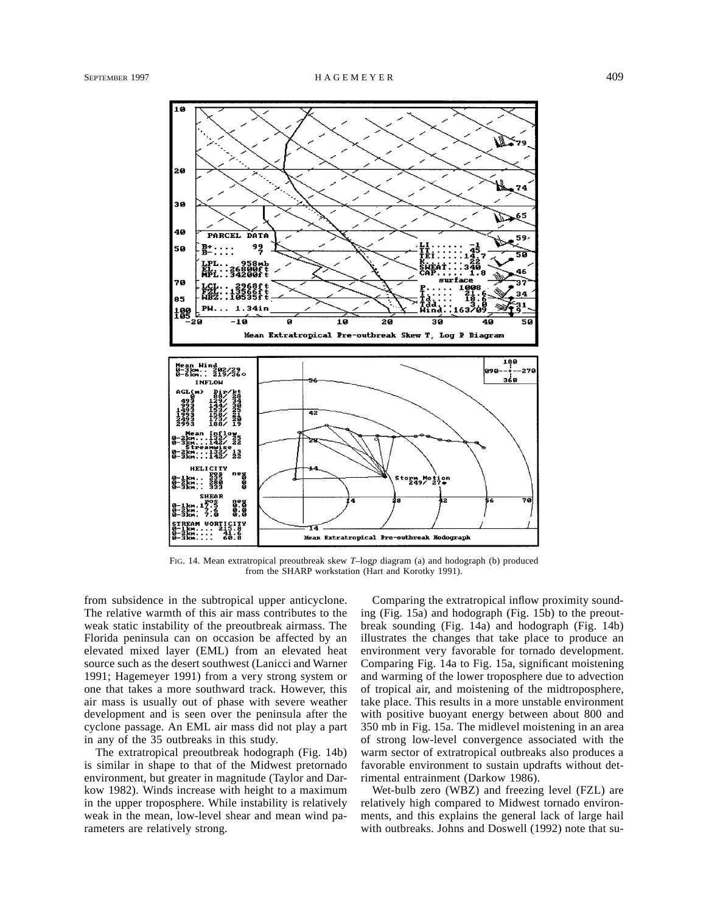FIG. 14. Mean extratropical preoutbreak skew *T*–log*p* diagram (a) and hodograph (b) produced from the SHARP workstation (Hart and Korotky 1991).

from subsidence in the subtropical upper anticyclone. The relative warmth of this air mass contributes to the weak static instability of the preoutbreak airmass. The Florida peninsula can on occasion be affected by an elevated mixed layer (EML) from an elevated heat source such as the desert southwest (Lanicci and Warner 1991; Hagemeyer 1991) from a very strong system or one that takes a more southward track. However, this air mass is usually out of phase with severe weather development and is seen over the peninsula after the cyclone passage. An EML air mass did not play a part in any of the 35 outbreaks in this study.

The extratropical preoutbreak hodograph (Fig. 14b) is similar in shape to that of the Midwest pretornado environment, but greater in magnitude (Taylor and Darkow 1982). Winds increase with height to a maximum in the upper troposphere. While instability is relatively weak in the mean, low-level shear and mean wind parameters are relatively strong.

Comparing the extratropical inflow proximity sounding (Fig. 15a) and hodograph (Fig. 15b) to the preoutbreak sounding (Fig. 14a) and hodograph (Fig. 14b) illustrates the changes that take place to produce an environment very favorable for tornado development. Comparing Fig. 14a to Fig. 15a, significant moistening and warming of the lower troposphere due to advection of tropical air, and moistening of the midtroposphere, take place. This results in a more unstable environment with positive buoyant energy between about 800 and 350 mb in Fig. 15a. The midlevel moistening in an area of strong low-level convergence associated with the warm sector of extratropical outbreaks also produces a favorable environment to sustain updrafts without detrimental entrainment (Darkow 1986).

Wet-bulb zero (WBZ) and freezing level (FZL) are relatively high compared to Midwest tornado environments, and this explains the general lack of large hail with outbreaks. Johns and Doswell (1992) note that su-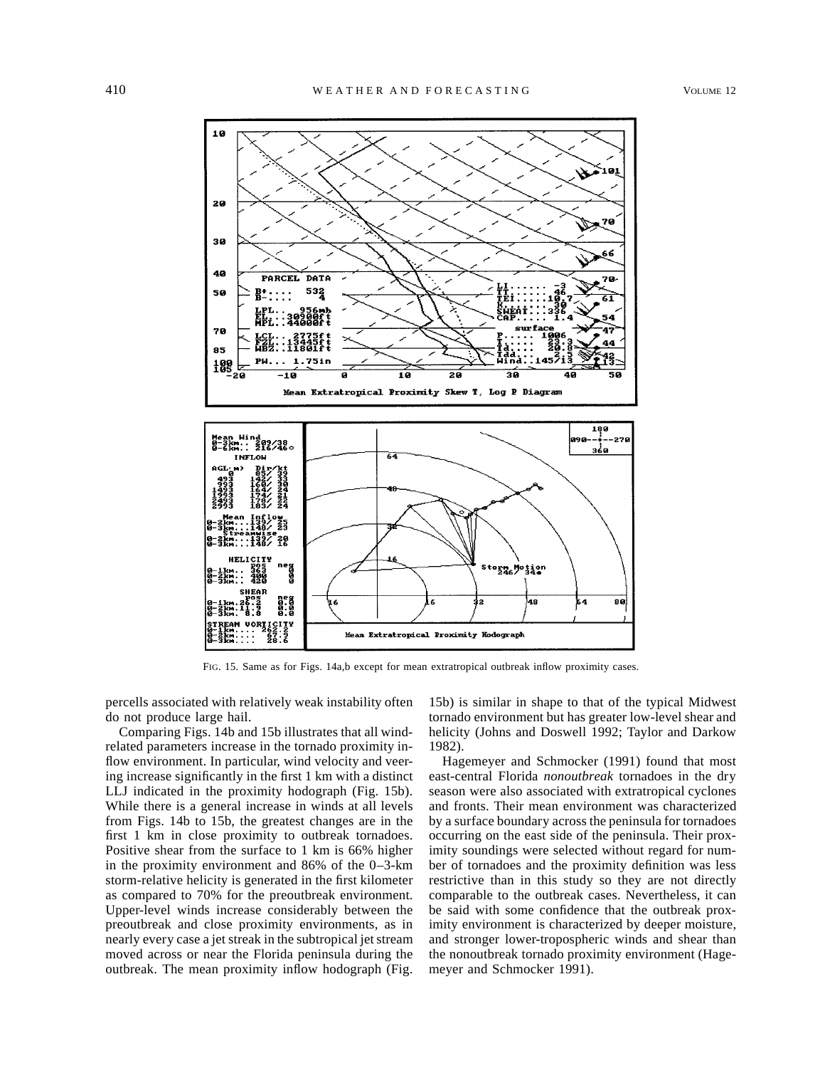FIG. 15. Same as for Figs. 14a,b except for mean extratropical outbreak inflow proximity cases.

percells associated with relatively weak instability often do not produce large hail.

Comparing Figs. 14b and 15b illustrates that all wind-related parameters increase in the tornado proximity inflow environment. In particular, wind velocity and veering increase significantly in the first 1 km with a distinct LLJ indicated in the proximity hodograph (Fig. 15b). While there is a general increase in winds at all levels from Figs. 14b to 15b, the greatest changes are in the first 1 km in close proximity to outbreak tornadoes. Positive shear from the surface to 1 km is 66% higher in the proximity environment and 86% of the 0–3-km storm-relative helicity is generated in the first kilometer as compared to 70% for the preoutbreak environment. Upper-level winds increase considerably between the preoutbreak and close proximity environments, as in nearly every case a jet streak in the subtropical jet stream moved across or near the Florida peninsula during the outbreak. The mean proximity inflow hodograph (Fig. 15b) is similar in shape to that of the typical Midwest tornado environment but has greater low-level shear and helicity (Johns and Doswell 1992; Taylor and Darkow 1982).

Hagemeyer and Schmocker (1991) found that most east-central Florida *nonoutbreak* tornadoes in the dry season were also associated with extratropical cyclones and fronts. Their mean environment was characterized by a surface boundary across the peninsula for tornadoes occurring on the east side of the peninsula. Their proximity soundings were selected without regard for number of tornadoes and the proximity definition was less restrictive than in this study so they are not directly comparable to the outbreak cases. Nevertheless, it can be said with some confidence that the outbreak proximity environment is characterized by deeper moisture, and stronger lower-tropospheric winds and shear than the nonoutbreak tornado proximity environment (Hagemeyer and Schmocker 1991).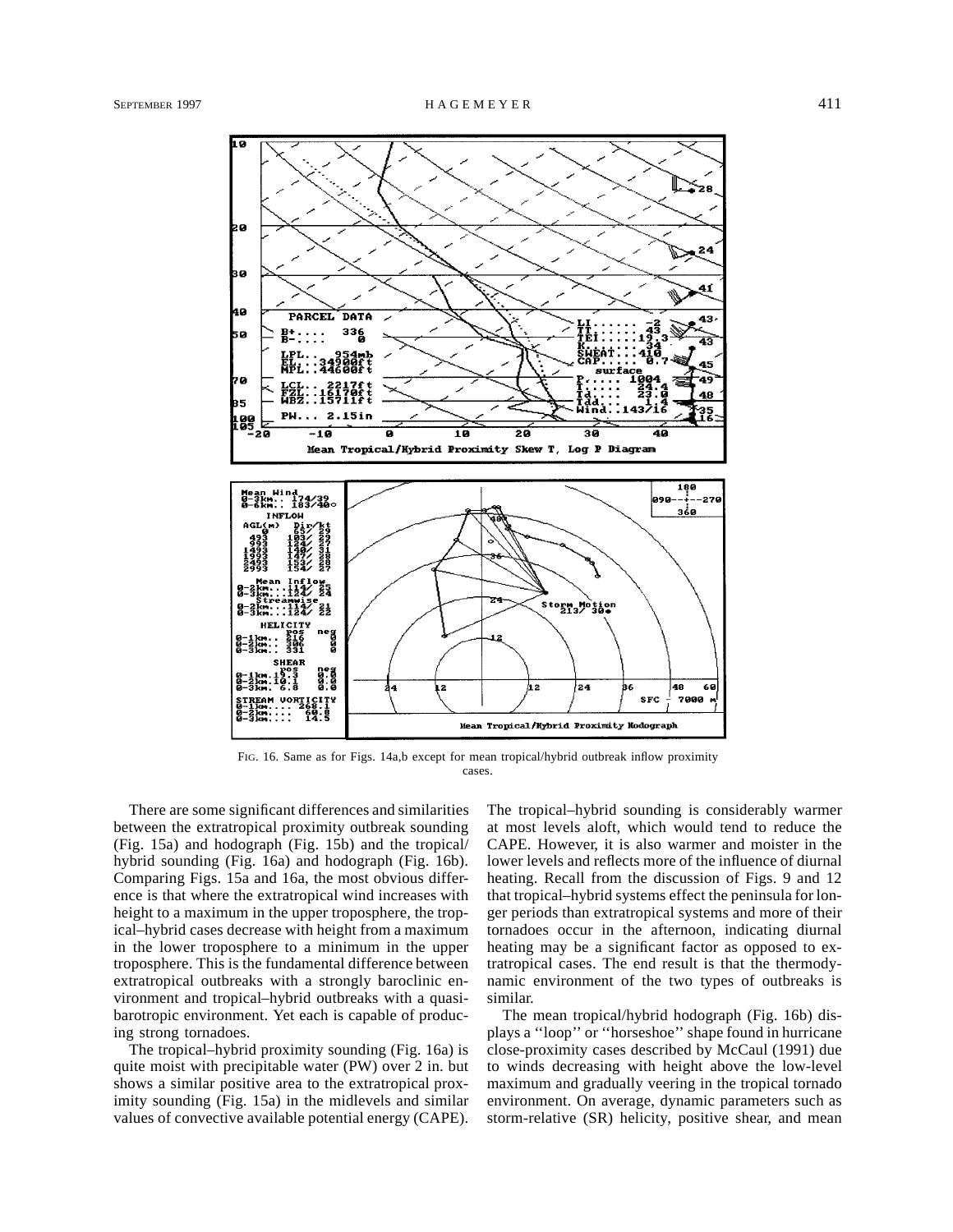FIG. 16. Same as for Figs. 14a,b except for mean tropical/hybrid outbreak inflow proximity cases.

There are some significant differences and similarities between the extratropical proximity outbreak sounding (Fig. 15a) and hodograph (Fig. 15b) and the tropical/hybrid sounding (Fig. 16a) and hodograph (Fig. 16b). Comparing Figs. 15a and 16a, the most obvious difference is that where the extratropical wind increases with height to a maximum in the upper troposphere, the tropical–hybrid cases decrease with height from a maximum in the lower troposphere to a minimum in the upper troposphere. This is the fundamental difference between extratropical outbreaks with a strongly baroclinic environment and tropical–hybrid outbreaks with a quasi-barotropic environment. Yet each is capable of producing strong tornadoes.

The tropical–hybrid proximity sounding (Fig. 16a) is quite moist with precipitable water (PW) over 2 in. but shows a similar positive area to the extratropical proximity sounding (Fig. 15a) in the midlevels and similar values of convective available potential energy (CAPE). The tropical–hybrid sounding is considerably warmer at most levels aloft, which would tend to reduce the CAPE. However, it is also warmer and moister in the lower levels and reflects more of the influence of diurnal heating. Recall from the discussion of Figs. 9 and 12 that tropical–hybrid systems effect the peninsula for longer periods than extratropical systems and more of their tornadoes occur in the afternoon, indicating diurnal heating may be a significant factor as opposed to extratropical cases. The end result is that the thermodynamic environment of the two types of outbreaks is similar.

The mean tropical/hybrid hodograph (Fig. 16b) displays a ''loop'' or ''horseshoe'' shape found in hurricane close-proximity cases described by McCaul (1991) due to winds decreasing with height above the low-level maximum and gradually veering in the tropical tornado environment. On average, dynamic parameters such as storm-relative (SR) helicity, positive shear, and mean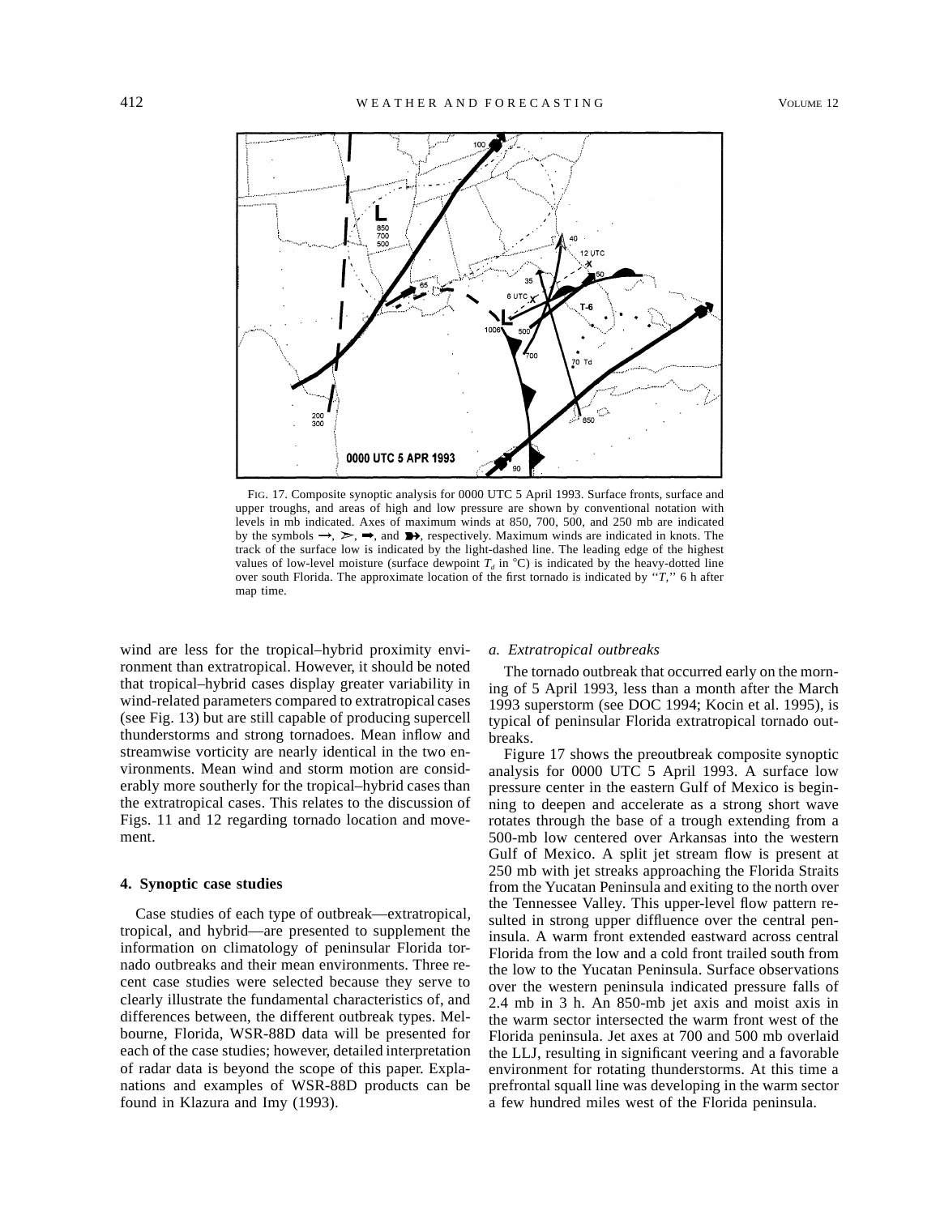FIG. 17. Composite synoptic analysis for 0000 UTC 5 April 1993. Surface fronts, surface and upper troughs, and areas of high and low pressure are shown by conventional notation with levels in mb indicated. Axes of maximum winds at 850, 700, 500, and 250 mb are indicated by the symbols →, ⋗, ➡, and ➽, respectively. Maximum winds are indicated in knots. The track of the surface low is indicated by the light-dashed line. The leading edge of the highest values of low-level moisture (surface dewpoint $T_d$ in °C) is indicated by the heavy-dotted line over south Florida. The approximate location of the first tornado is indicated by "*T*," 6 h after map time.

wind are less for the tropical–hybrid proximity environment than extratropical. However, it should be noted that tropical–hybrid cases display greater variability in wind-related parameters compared to extratropical cases (see Fig. 13) but are still capable of producing supercell thunderstorms and strong tornadoes. Mean inflow and streamwise vorticity are nearly identical in the two environments. Mean wind and storm motion are considerably more southerly for the tropical–hybrid cases than the extratropical cases. This relates to the discussion of Figs. 11 and 12 regarding tornado location and movement.

## 4. Synoptic case studies

Case studies of each type of outbreak—extratropical, tropical, and hybrid—are presented to supplement the information on climatology of peninsular Florida tornado outbreaks and their mean environments. Three recent case studies were selected because they serve to clearly illustrate the fundamental characteristics of, and differences between, the different outbreak types. Melbourne, Florida, WSR-88D data will be presented for each of the case studies; however, detailed interpretation of radar data is beyond the scope of this paper. Explanations and examples of WSR-88D products can be found in Klazura and Imy (1993).

### *a. Extratropical outbreaks*

The tornado outbreak that occurred early on the morning of 5 April 1993, less than a month after the March 1993 superstorm (see DOC 1994; Kocin et al. 1995), is typical of peninsular Florida extratropical tornado outbreaks.

Figure 17 shows the preoutbreak composite synoptic analysis for 0000 UTC 5 April 1993. A surface low pressure center in the eastern Gulf of Mexico is beginning to deepen and accelerate as a strong short wave rotates through the base of a trough extending from a 500-mb low centered over Arkansas into the western Gulf of Mexico. A split jet stream flow is present at 250 mb with jet streaks approaching the Florida Straits from the Yucatan Peninsula and exiting to the north over the Tennessee Valley. This upper-level flow pattern resulted in strong upper diffluence over the central peninsula. A warm front extended eastward across central Florida from the low and a cold front trailed south from the low to the Yucatan Peninsula. Surface observations over the western peninsula indicated pressure falls of 2.4 mb in 3 h. An 850-mb jet axis and moist axis in the warm sector intersected the warm front west of the Florida peninsula. Jet axes at 700 and 500 mb overlaid the LLJ, resulting in significant veering and a favorable environment for rotating thunderstorms. At this time a prefrontal squall line was developing in the warm sector a few hundred miles west of the Florida peninsula.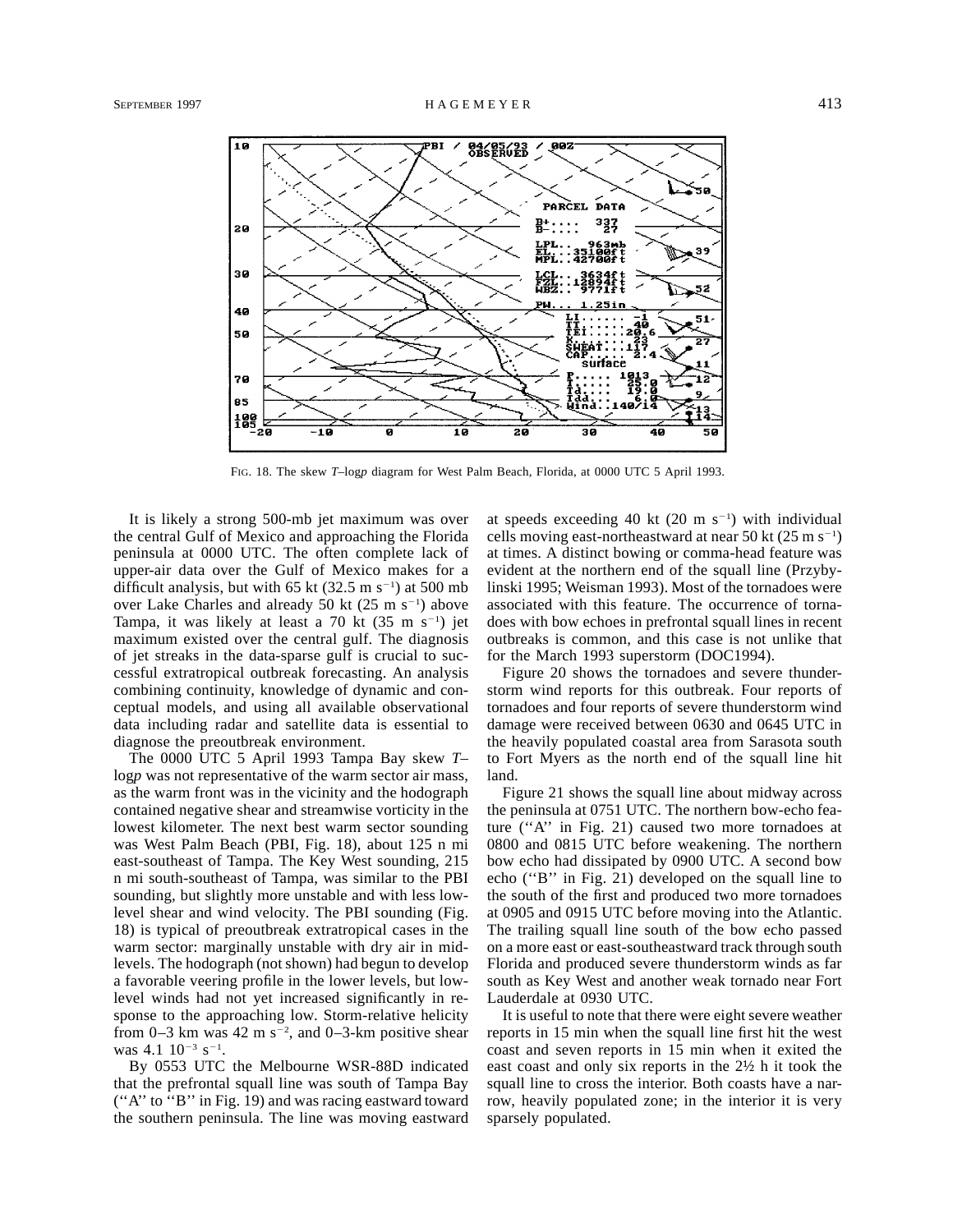FIG. 18. The skew *T*–log*p* diagram for West Palm Beach, Florida, at 0000 UTC 5 April 1993.

It is likely a strong 500-mb jet maximum was over the central Gulf of Mexico and approaching the Florida peninsula at 0000 UTC. The often complete lack of upper-air data over the Gulf of Mexico makes for a difficult analysis, but with 65 kt (32.5 m s$^{-1}$) at 500 mb over Lake Charles and already 50 kt (25 m s$^{-1}$) above Tampa, it was likely at least a 70 kt (35 m s$^{-1}$) jet maximum existed over the central gulf. The diagnosis of jet streaks in the data-sparse gulf is crucial to successful extratropical outbreak forecasting. An analysis combining continuity, knowledge of dynamic and conceptual models, and using all available observational data including radar and satellite data is essential to diagnose the preoutbreak environment.

The 0000 UTC 5 April 1993 Tampa Bay skew *T*–log*p* was not representative of the warm sector air mass, as the warm front was in the vicinity and the hodograph contained negative shear and streamwise vorticity in the lowest kilometer. The next best warm sector sounding was West Palm Beach (PBI, Fig. 18), about 125 n mi east-southeast of Tampa. The Key West sounding, 215 n mi south-southeast of Tampa, was similar to the PBI sounding, but slightly more unstable and with less low-level shear and wind velocity. The PBI sounding (Fig. 18) is typical of preoutbreak extratropical cases in the warm sector: marginally unstable with dry air in midlevels. The hodograph (not shown) had begun to develop a favorable veering profile in the lower levels, but low-level winds had not yet increased significantly in response to the approaching low. Storm-relative helicity from 0–3 km was 42 m s$^{-2}$, and 0–3-km positive shear was 4.1 10$^{-3}$ s$^{-1}$.

By 0553 UTC the Melbourne WSR-88D indicated that the prefrontal squall line was south of Tampa Bay (''A'' to ''B'' in Fig. 19) and was racing eastward toward the southern peninsula. The line was moving eastward at speeds exceeding 40 kt (20 m s$^{-1}$) with individual cells moving east-northeastward at near 50 kt (25 m s$^{-1}$) at times. A distinct bowing or comma-head feature was evident at the northern end of the squall line (Przybylinski 1995; Weisman 1993). Most of the tornadoes were associated with this feature. The occurrence of tornadoes with bow echoes in prefrontal squall lines in recent outbreaks is common, and this case is not unlike that for the March 1993 superstorm (DOC1994).

Figure 20 shows the tornadoes and severe thunderstorm wind reports for this outbreak. Four reports of tornadoes and four reports of severe thunderstorm wind damage were received between 0630 and 0645 UTC in the heavily populated coastal area from Sarasota south to Fort Myers as the north end of the squall line hit land.

Figure 21 shows the squall line about midway across the peninsula at 0751 UTC. The northern bow-echo feature (''A'' in Fig. 21) caused two more tornadoes at 0800 and 0815 UTC before weakening. The northern bow echo had dissipated by 0900 UTC. A second bow echo (''B'' in Fig. 21) developed on the squall line to the south of the first and produced two more tornadoes at 0905 and 0915 UTC before moving into the Atlantic. The trailing squall line south of the bow echo passed on a more east or east-southeastward track through south Florida and produced severe thunderstorm winds as far south as Key West and another weak tornado near Fort Lauderdale at 0930 UTC.

It is useful to note that there were eight severe weather reports in 15 min when the squall line first hit the west coast and seven reports in 15 min when it exited the east coast and only six reports in the 2½ h it took the squall line to cross the interior. Both coasts have a narrow, heavily populated zone; in the interior it is very sparsely populated.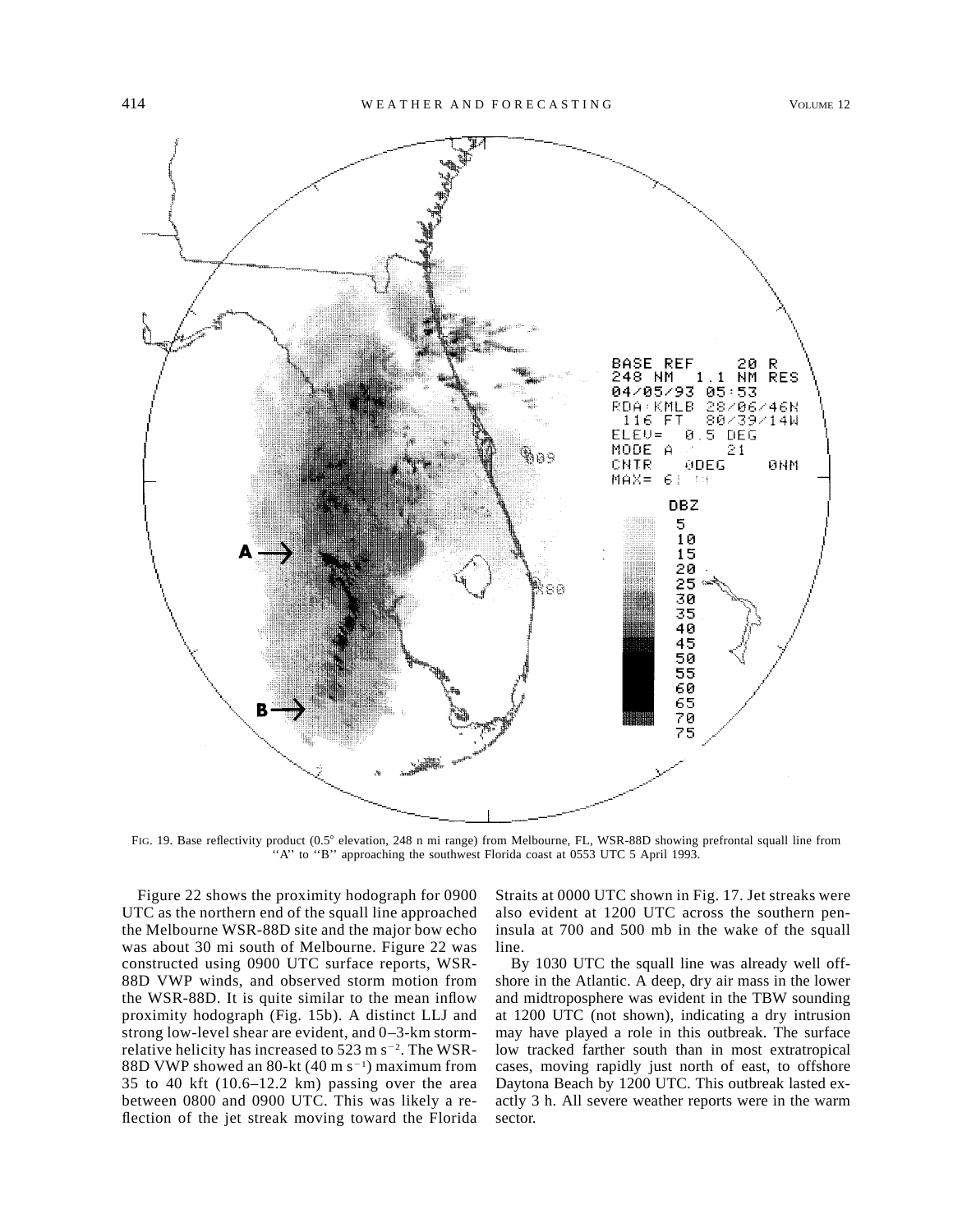FIG. 19. Base reflectivity product (0.5° elevation, 248 n mi range) from Melbourne, FL, WSR-88D showing prefrontal squall line from "A" to "B" approaching the southwest Florida coast at 0553 UTC 5 April 1993.

Figure 22 shows the proximity hodograph for 0900 UTC as the northern end of the squall line approached the Melbourne WSR-88D site and the major bow echo was about 30 mi south of Melbourne. Figure 22 was constructed using 0900 UTC surface reports, WSR-88D VWP winds, and observed storm motion from the WSR-88D. It is quite similar to the mean inflow proximity hodograph (Fig. 15b). A distinct LLJ and strong low-level shear are evident, and 0–3-km storm-relative helicity has increased to 523 $m s^{-2}$. The WSR-88D VWP showed an 80-kt (40 $m s^{-1}$) maximum from 35 to 40 kft (10.6–12.2 km) passing over the area between 0800 and 0900 UTC. This was likely a reflection of the jet streak moving toward the Florida Straits at 0000 UTC shown in Fig. 17. Jet streaks were also evident at 1200 UTC across the southern peninsula at 700 and 500 mb in the wake of the squall line.

By 1030 UTC the squall line was already well offshore in the Atlantic. A deep, dry air mass in the lower and midtroposphere was evident in the TBW sounding at 1200 UTC (not shown), indicating a dry intrusion may have played a role in this outbreak. The surface low tracked farther south than in most extratropical cases, moving rapidly just north of east, to offshore Daytona Beach by 1200 UTC. This outbreak lasted exactly 3 h. All severe weather reports were in the warm sector.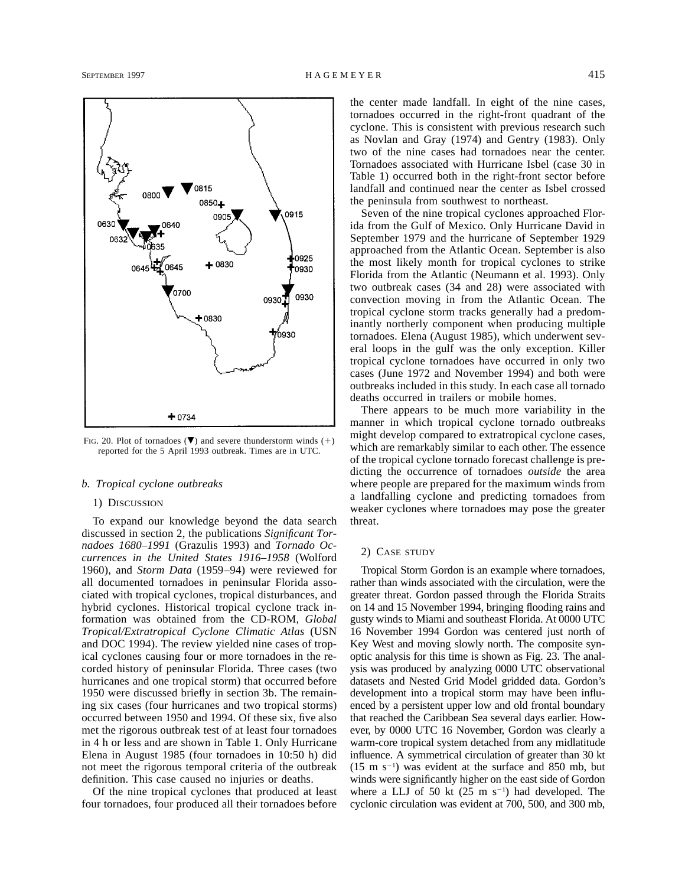FIG. 20. Plot of tornadoes (▼) and severe thunderstorm winds (+) reported for the 5 April 1993 outbreak. Times are in UTC.

### *b. Tropical cyclone outbreaks*

#### 1) DISCUSSION

To expand our knowledge beyond the data search discussed in section 2, the publications *Significant Tornadoes 1680–1991* (Grazulis 1993) and *Tornado Occurrences in the United States 1916–1958* (Wolford 1960), and *Storm Data* (1959–94) were reviewed for all documented tornadoes in peninsular Florida associated with tropical cyclones, tropical disturbances, and hybrid cyclones. Historical tropical cyclone track information was obtained from the CD-ROM, *Global Tropical/Extratropical Cyclone Climatic Atlas* (USN and DOC 1994). The review yielded nine cases of tropical cyclones causing four or more tornadoes in the recorded history of peninsular Florida. Three cases (two hurricanes and one tropical storm) that occurred before 1950 were discussed briefly in section 3b. The remaining six cases (four hurricanes and two tropical storms) occurred between 1950 and 1994. Of these six, five also met the rigorous outbreak test of at least four tornadoes in 4 h or less and are shown in Table 1. Only Hurricane Elena in August 1985 (four tornadoes in 10:50 h) did not meet the rigorous temporal criteria of the outbreak definition. This case caused no injuries or deaths.

Of the nine tropical cyclones that produced at least four tornadoes, four produced all their tornadoes before the center made landfall. In eight of the nine cases, tornadoes occurred in the right-front quadrant of the cyclone. This is consistent with previous research such as Novlan and Gray (1974) and Gentry (1983). Only two of the nine cases had tornadoes near the center. Tornadoes associated with Hurricane Isbel (case 30 in Table 1) occurred both in the right-front sector before landfall and continued near the center as Isbel crossed the peninsula from southwest to northeast.

Seven of the nine tropical cyclones approached Florida from the Gulf of Mexico. Only Hurricane David in September 1979 and the hurricane of September 1929 approached from the Atlantic Ocean. September is also the most likely month for tropical cyclones to strike Florida from the Atlantic (Neumann et al. 1993). Only two outbreak cases (34 and 28) were associated with convection moving in from the Atlantic Ocean. The tropical cyclone storm tracks generally had a predominantly northerly component when producing multiple tornadoes. Elena (August 1985), which underwent several loops in the gulf was the only exception. Killer tropical cyclone tornadoes have occurred in only two cases (June 1972 and November 1994) and both were outbreaks included in this study. In each case all tornado deaths occurred in trailers or mobile homes.

There appears to be much more variability in the manner in which tropical cyclone tornado outbreaks might develop compared to extratropical cyclone cases, which are remarkably similar to each other. The essence of the tropical cyclone tornado forecast challenge is predicting the occurrence of tornadoes *outside* the area where people are prepared for the maximum winds from a landfalling cyclone and predicting tornadoes from weaker cyclones where tornadoes may pose the greater threat.

#### 2) CASE STUDY

Tropical Storm Gordon is an example where tornadoes, rather than winds associated with the circulation, were the greater threat. Gordon passed through the Florida Straits on 14 and 15 November 1994, bringing flooding rains and gusty winds to Miami and southeast Florida. At 0000 UTC 16 November 1994 Gordon was centered just north of Key West and moving slowly north. The composite synoptic analysis for this time is shown as Fig. 23. The analysis was produced by analyzing 0000 UTC observational datasets and Nested Grid Model gridded data. Gordon's development into a tropical storm may have been influenced by a persistent upper low and old frontal boundary that reached the Caribbean Sea several days earlier. However, by 0000 UTC 16 November, Gordon was clearly a warm-core tropical system detached from any midlatitude influence. A symmetrical circulation of greater than 30 kt (15 m s$^{-1}$) was evident at the surface and 850 mb, but winds were significantly higher on the east side of Gordon where a LLJ of 50 kt (25 m s$^{-1}$) had developed. The cyclonic circulation was evident at 700, 500, and 300 mb,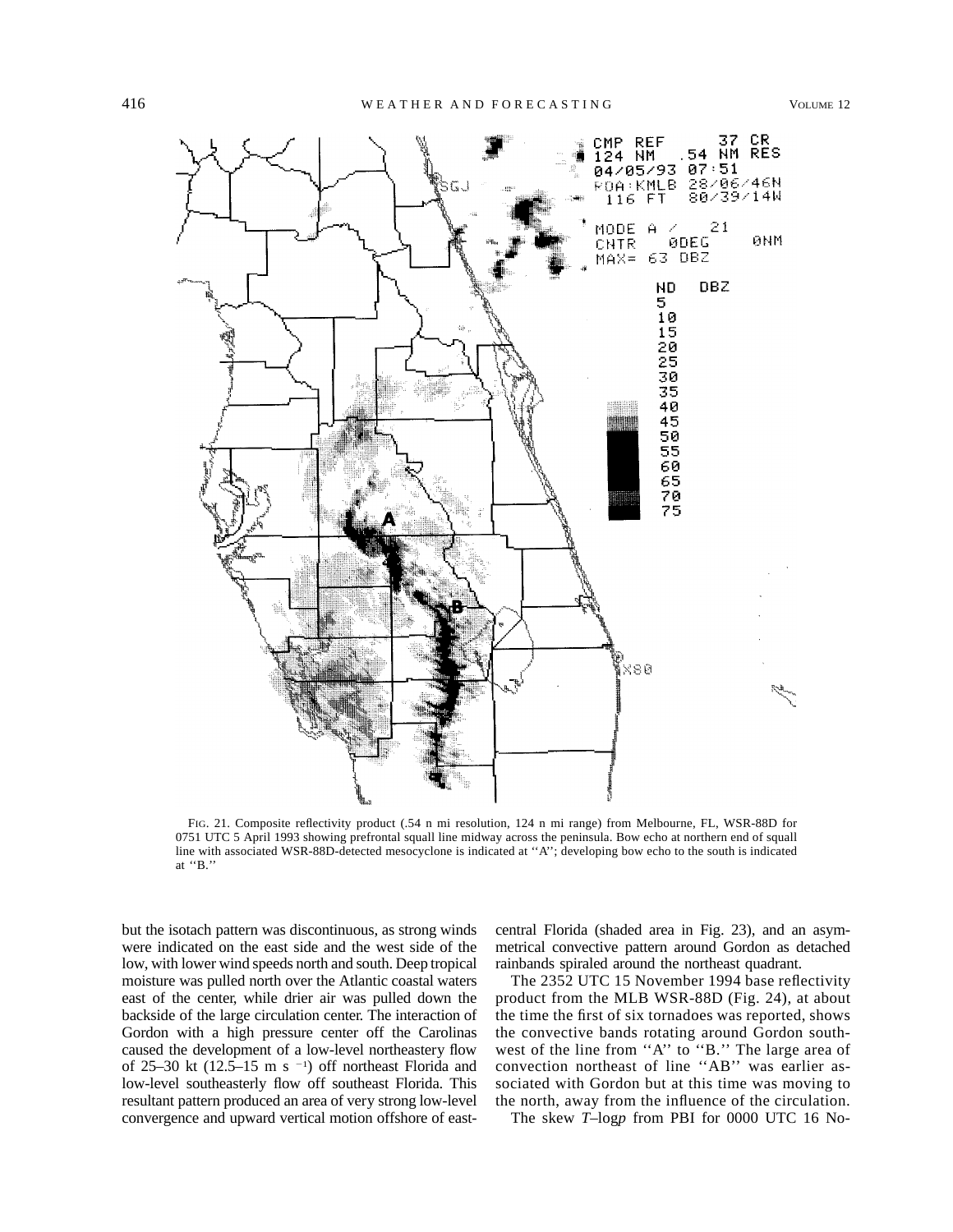FIG. 21. Composite reflectivity product (.54 n mi resolution, 124 n mi range) from Melbourne, FL, WSR-88D for 0751 UTC 5 April 1993 showing prefrontal squall line midway across the peninsula. Bow echo at northern end of squall line with associated WSR-88D-detected mesocyclone is indicated at ''A''; developing bow echo to the south is indicated at ''B.''

but the isotach pattern was discontinuous, as strong winds were indicated on the east side and the west side of the low, with lower wind speeds north and south. Deep tropical moisture was pulled north over the Atlantic coastal waters east of the center, while drier air was pulled down the backside of the large circulation center. The interaction of Gordon with a high pressure center off the Carolinas caused the development of a low-level northeastery flow of 25–30 kt (12.5–15 m s$^{-1}$) off northeast Florida and low-level southeasterly flow off southeast Florida. This resultant pattern produced an area of very strong low-level convergence and upward vertical motion offshore of east-central Florida (shaded area in Fig. 23), and an asymmetrical convective pattern around Gordon as detached rainbands spiraled around the northeast quadrant.

The 2352 UTC 15 November 1994 base reflectivity product from the MLB WSR-88D (Fig. 24), at about the time the first of six tornadoes was reported, shows the convective bands rotating around Gordon southwest of the line from ''A'' to ''B.'' The large area of convection northeast of line ''AB'' was earlier associated with Gordon but at this time was moving to the north, away from the influence of the circulation.

The skew *T*–log*p* from PBI for 0000 UTC 16 No-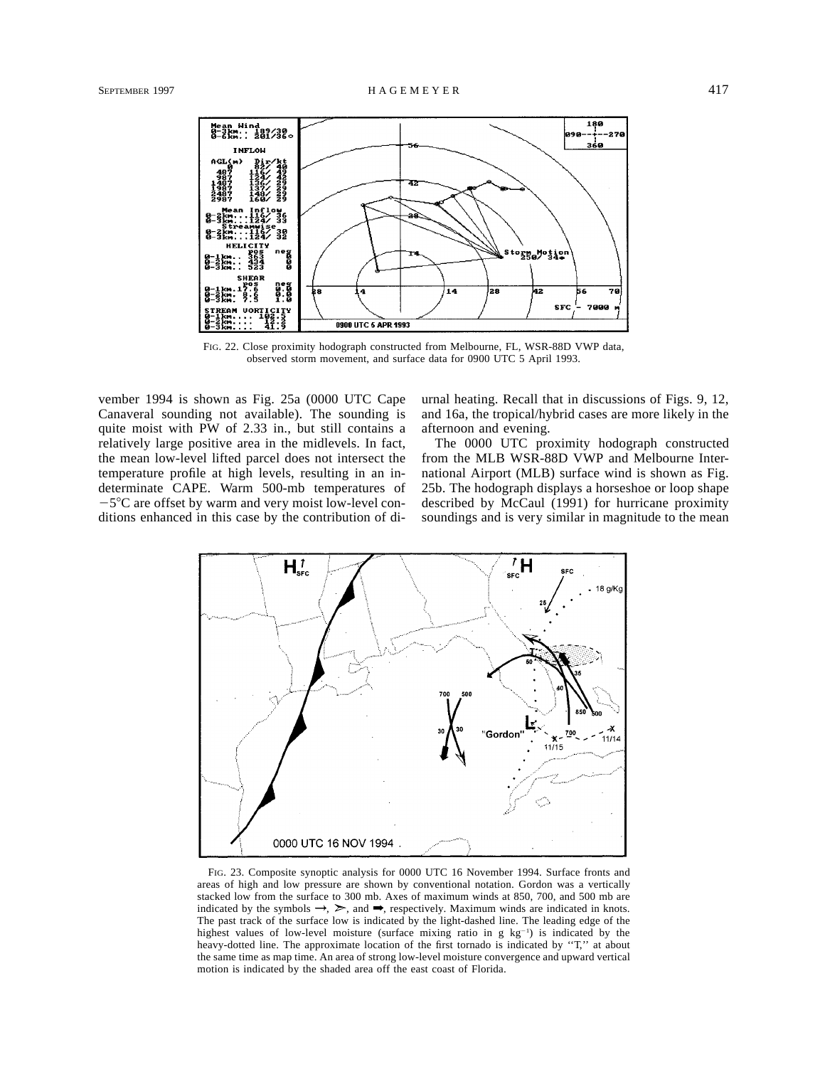FIG. 22. Close proximity hodograph constructed from Melbourne, FL, WSR-88D VWP data, observed storm movement, and surface data for 0900 UTC 5 April 1993.

vember 1994 is shown as Fig. 25a (0000 UTC Cape Canaveral sounding not available). The sounding is quite moist with PW of 2.33 in., but still contains a relatively large positive area in the midlevels. In fact, the mean low-level lifted parcel does not intersect the temperature profile at high levels, resulting in an indeterminate CAPE. Warm 500-mb temperatures of −5°C are offset by warm and very moist low-level conditions enhanced in this case by the contribution of diurnal heating. Recall that in discussions of Figs. 9, 12, and 16a, the tropical/hybrid cases are more likely in the afternoon and evening.

The 0000 UTC proximity hodograph constructed from the MLB WSR-88D VWP and Melbourne International Airport (MLB) surface wind is shown as Fig. 25b. The hodograph displays a horseshoe or loop shape described by McCaul (1991) for hurricane proximity soundings and is very similar in magnitude to the mean

FIG. 23. Composite synoptic analysis for 0000 UTC 16 November 1994. Surface fronts and areas of high and low pressure are shown by conventional notation. Gordon was a vertically stacked low from the surface to 300 mb. Axes of maximum winds at 850, 700, and 500 mb are indicated by the symbols →, ⋗, and ➡, respectively. Maximum winds are indicated in knots. The past track of the surface low is indicated by the light-dashed line. The leading edge of the highest values of low-level moisture (surface mixing ratio in g $kg^{-1}$) is indicated by the heavy-dotted line. The approximate location of the first tornado is indicated by "T," at about the same time as map time. An area of strong low-level moisture convergence and upward vertical motion is indicated by the shaded area off the east coast of Florida.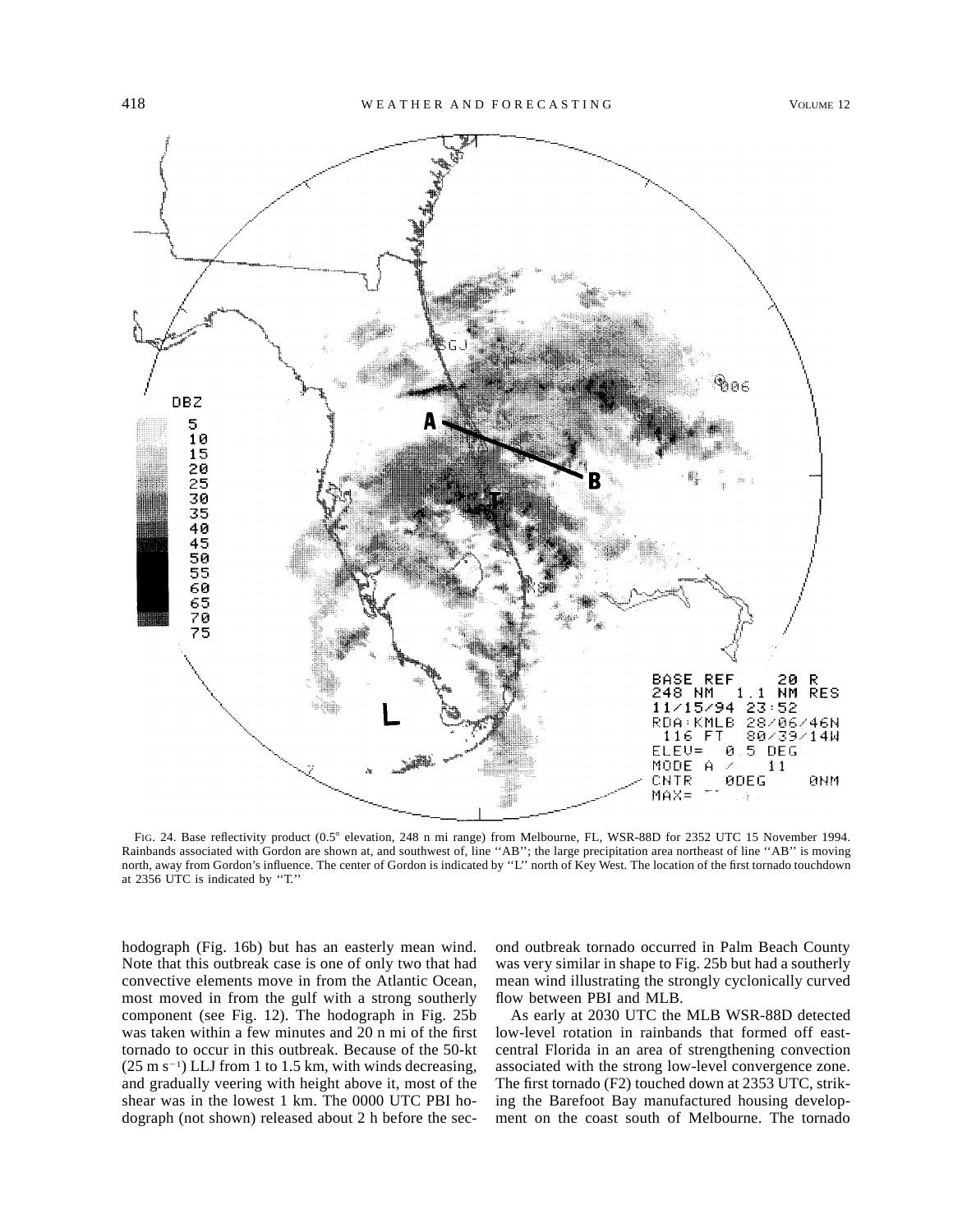FIG. 24. Base reflectivity product (0.5° elevation, 248 n mi range) from Melbourne, FL, WSR-88D for 2352 UTC 15 November 1994. Rainbands associated with Gordon are shown at, and southwest of, line ''AB''; the large precipitation area northeast of line ''AB'' is moving north, away from Gordon's influence. The center of Gordon is indicated by ''L'' north of Key West. The location of the first tornado touchdown at 2356 UTC is indicated by ''T.''

hodograph (Fig. 16b) but has an easterly mean wind. Note that this outbreak case is one of only two that had convective elements move in from the Atlantic Ocean, most moved in from the gulf with a strong southerly component (see Fig. 12). The hodograph in Fig. 25b was taken within a few minutes and 20 n mi of the first tornado to occur in this outbreak. Because of the 50-kt ($25 \text{ m s}^{-1}$) LLJ from 1 to 1.5 km, with winds decreasing, and gradually veering with height above it, most of the shear was in the lowest 1 km. The 0000 UTC PBI hodograph (not shown) released about 2 h before the second outbreak tornado occurred in Palm Beach County was very similar in shape to Fig. 25b but had a southerly mean wind illustrating the strongly cyclonically curved flow between PBI and MLB.

As early at 2030 UTC the MLB WSR-88D detected low-level rotation in rainbands that formed off east-central Florida in an area of strengthening convection associated with the strong low-level convergence zone. The first tornado (F2) touched down at 2353 UTC, striking the Barefoot Bay manufactured housing development on the coast south of Melbourne. The tornado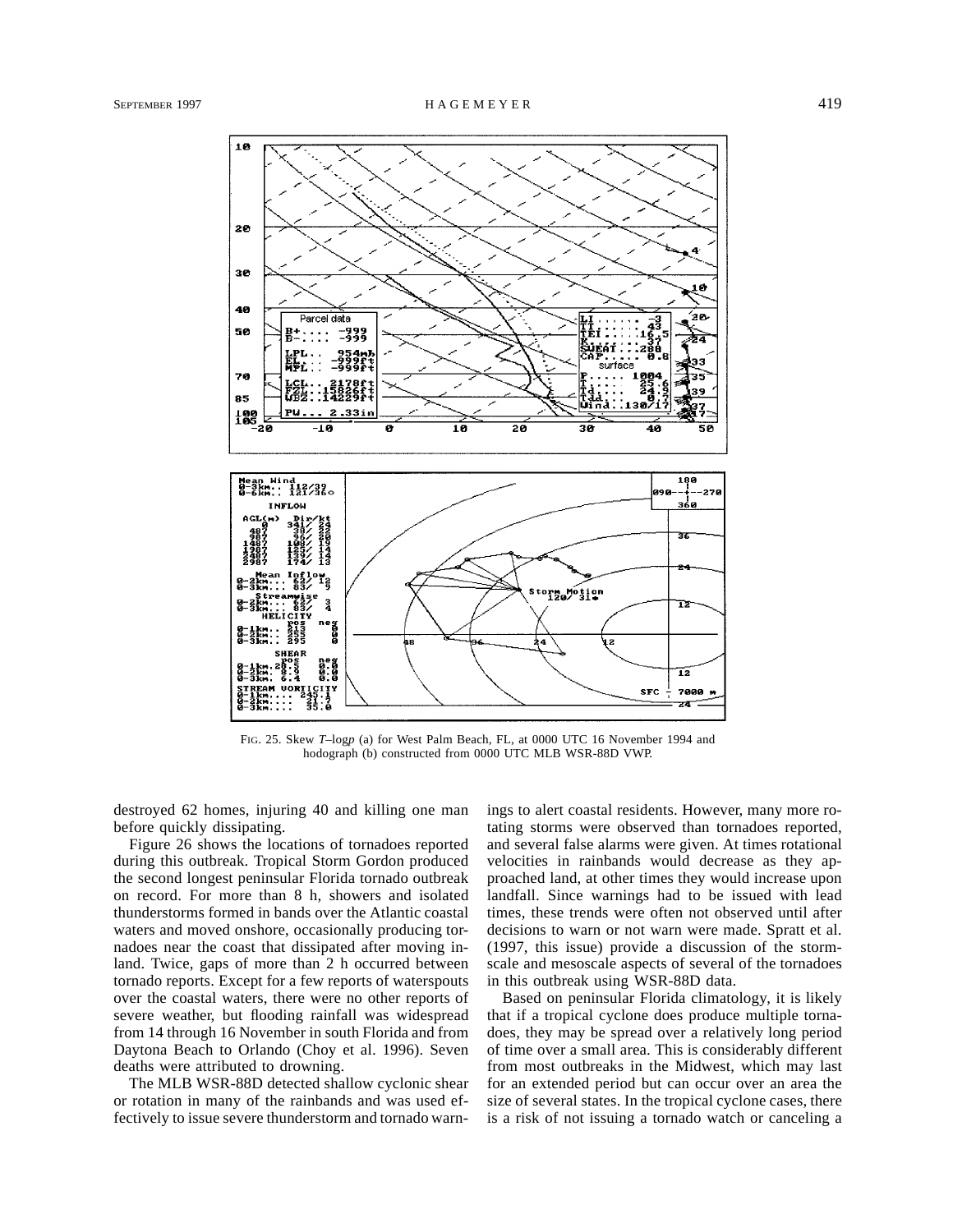FIG. 25. Skew *T*–log*p* (a) for West Palm Beach, FL, at 0000 UTC 16 November 1994 and hodograph (b) constructed from 0000 UTC MLB WSR-88D VWP.

destroyed 62 homes, injuring 40 and killing one man before quickly dissipating.

Figure 26 shows the locations of tornadoes reported during this outbreak. Tropical Storm Gordon produced the second longest peninsular Florida tornado outbreak on record. For more than 8 h, showers and isolated thunderstorms formed in bands over the Atlantic coastal waters and moved onshore, occasionally producing tornadoes near the coast that dissipated after moving inland. Twice, gaps of more than 2 h occurred between tornado reports. Except for a few reports of waterspouts over the coastal waters, there were no other reports of severe weather, but flooding rainfall was widespread from 14 through 16 November in south Florida and from Daytona Beach to Orlando (Choy et al. 1996). Seven deaths were attributed to drowning.

The MLB WSR-88D detected shallow cyclonic shear or rotation in many of the rainbands and was used effectively to issue severe thunderstorm and tornado warnings to alert coastal residents. However, many more rotating storms were observed than tornadoes reported, and several false alarms were given. At times rotational velocities in rainbands would decrease as they approached land, at other times they would increase upon landfall. Since warnings had to be issued with lead times, these trends were often not observed until after decisions to warn or not warn were made. Spratt et al. (1997, this issue) provide a discussion of the storm-scale and mesoscale aspects of several of the tornadoes in this outbreak using WSR-88D data.

Based on peninsular Florida climatology, it is likely that if a tropical cyclone does produce multiple tornadoes, they may be spread over a relatively long period of time over a small area. This is considerably different from most outbreaks in the Midwest, which may last for an extended period but can occur over an area the size of several states. In the tropical cyclone cases, there is a risk of not issuing a tornado watch or canceling a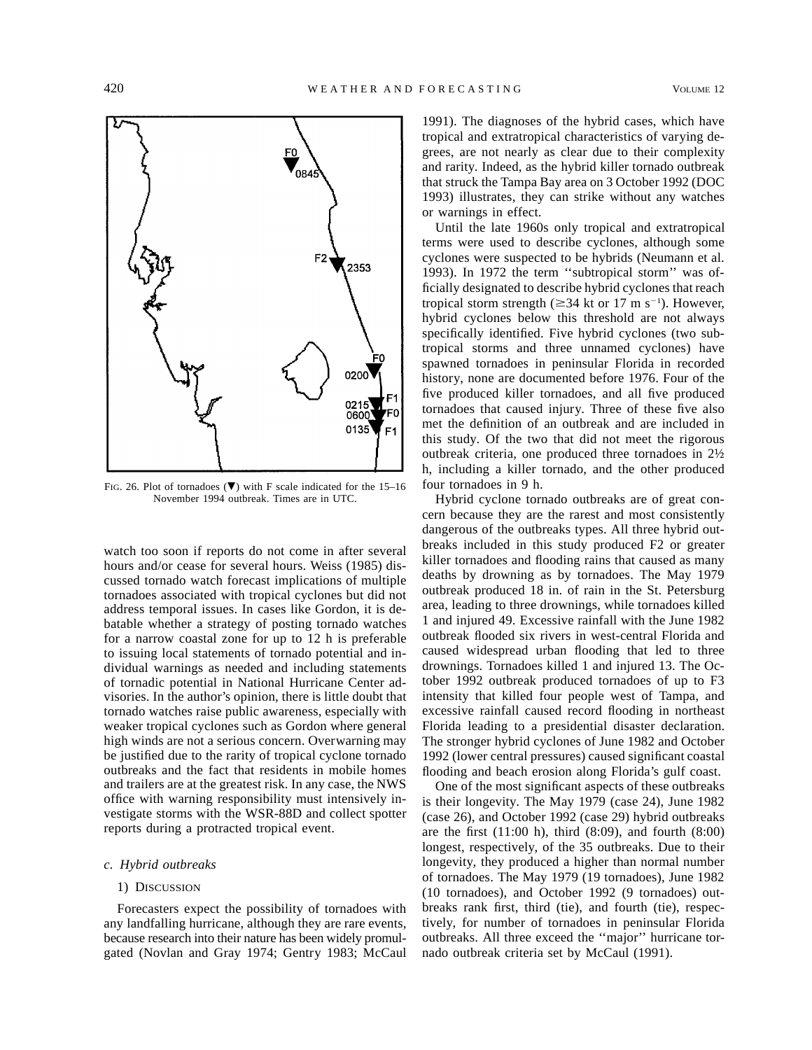FIG. 26. Plot of tornadoes (▼) with F scale indicated for the 15–16 November 1994 outbreak. Times are in UTC.

watch too soon if reports do not come in after several hours and/or cease for several hours. Weiss (1985) discussed tornado watch forecast implications of multiple tornadoes associated with tropical cyclones but did not address temporal issues. In cases like Gordon, it is debatable whether a strategy of posting tornado watches for a narrow coastal zone for up to 12 h is preferable to issuing local statements of tornado potential and individual warnings as needed and including statements of tornadic potential in National Hurricane Center advisories. In the author's opinion, there is little doubt that tornado watches raise public awareness, especially with weaker tropical cyclones such as Gordon where general high winds are not a serious concern. Overwarning may be justified due to the rarity of tropical cyclone tornado outbreaks and the fact that residents in mobile homes and trailers are at the greatest risk. In any case, the NWS office with warning responsibility must intensively investigate storms with the WSR-88D and collect spotter reports during a protracted tropical event.

### *c. Hybrid outbreaks*

#### 1) DISCUSSION

Forecasters expect the possibility of tornadoes with any landfalling hurricane, although they are rare events, because research into their nature has been widely promulgated (Novlan and Gray 1974; Gentry 1983; McCaul 1991). The diagnoses of the hybrid cases, which have tropical and extratropical characteristics of varying degrees, are not nearly as clear due to their complexity and rarity. Indeed, as the hybrid killer tornado outbreak that struck the Tampa Bay area on 3 October 1992 (DOC 1993) illustrates, they can strike without any watches or warnings in effect.

Until the late 1960s only tropical and extratropical terms were used to describe cyclones, although some cyclones were suspected to be hybrids (Neumann et al. 1993). In 1972 the term ''subtropical storm'' was officially designated to describe hybrid cyclones that reach tropical storm strength ($\geq$34 kt or 17 m s$^{-1}$). However, hybrid cyclones below this threshold are not always specifically identified. Five hybrid cyclones (two subtropical storms and three unnamed cyclones) have spawned tornadoes in peninsular Florida in recorded history, none are documented before 1976. Four of the five produced killer tornadoes, and all five produced tornadoes that caused injury. Three of these five also met the definition of an outbreak and are included in this study. Of the two that did not meet the rigorous outbreak criteria, one produced three tornadoes in 2½ h, including a killer tornado, and the other produced four tornadoes in 9 h.

Hybrid cyclone tornado outbreaks are of great concern because they are the rarest and most consistently dangerous of the outbreaks types. All three hybrid outbreaks included in this study produced F2 or greater killer tornadoes and flooding rains that caused as many deaths by drowning as by tornadoes. The May 1979 outbreak produced 18 in. of rain in the St. Petersburg area, leading to three drownings, while tornadoes killed 1 and injured 49. Excessive rainfall with the June 1982 outbreak flooded six rivers in west-central Florida and caused widespread urban flooding that led to three drownings. Tornadoes killed 1 and injured 13. The October 1992 outbreak produced tornadoes of up to F3 intensity that killed four people west of Tampa, and excessive rainfall caused record flooding in northeast Florida leading to a presidential disaster declaration. The stronger hybrid cyclones of June 1982 and October 1992 (lower central pressures) caused significant coastal flooding and beach erosion along Florida's gulf coast.

One of the most significant aspects of these outbreaks is their longevity. The May 1979 (case 24), June 1982 (case 26), and October 1992 (case 29) hybrid outbreaks are the first (11:00 h), third (8:09), and fourth (8:00) longest, respectively, of the 35 outbreaks. Due to their longevity, they produced a higher than normal number of tornadoes. The May 1979 (19 tornadoes), June 1982 (10 tornadoes), and October 1992 (9 tornadoes) outbreaks rank first, third (tie), and fourth (tie), respectively, for number of tornadoes in peninsular Florida outbreaks. All three exceed the ''major'' hurricane tornado outbreak criteria set by McCaul (1991).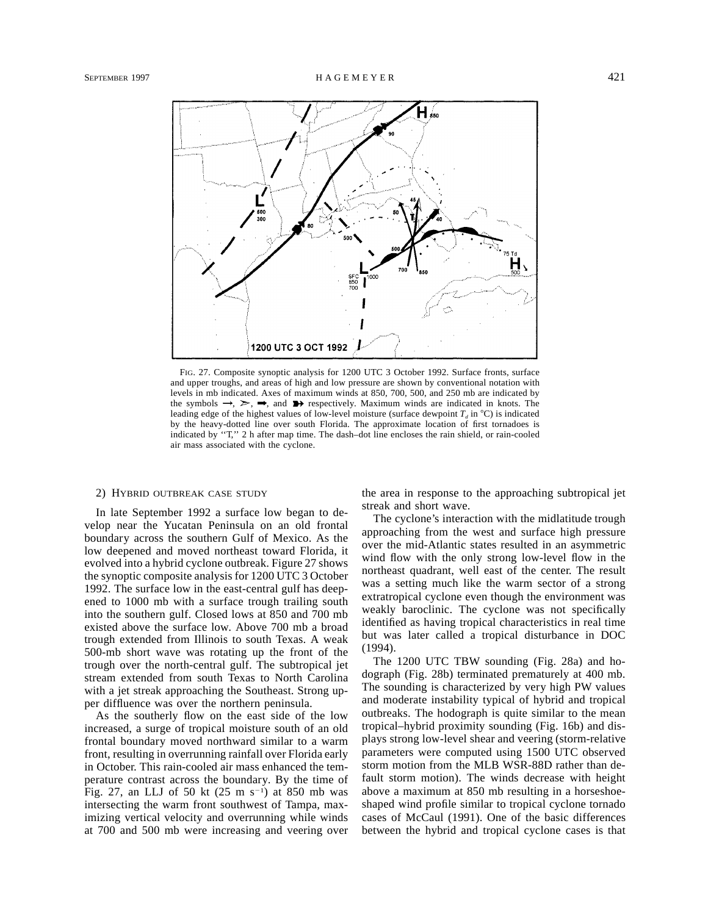FIG. 27. Composite synoptic analysis for 1200 UTC 3 October 1992. Surface fronts, surface and upper troughs, and areas of high and low pressure are shown by conventional notation with levels in mb indicated. Axes of maximum winds at 850, 700, 500, and 250 mb are indicated by the symbols →, ≻, ➡, and ➽ respectively. Maximum winds are indicated in knots. The leading edge of the highest values of low-level moisture (surface dewpoint $T_d$ in °C) is indicated by the heavy-dotted line over south Florida. The approximate location of first tornadoes is indicated by "T," 2 h after map time. The dash–dot line encloses the rain shield, or rain-cooled air mass associated with the cyclone.

#### 2) Hybrid outbreak case study

In late September 1992 a surface low began to develop near the Yucatan Peninsula on an old frontal boundary across the southern Gulf of Mexico. As the low deepened and moved northeast toward Florida, it evolved into a hybrid cyclone outbreak. Figure 27 shows the synoptic composite analysis for 1200 UTC 3 October 1992. The surface low in the east-central gulf has deepened to 1000 mb with a surface trough trailing south into the southern gulf. Closed lows at 850 and 700 mb existed above the surface low. Above 700 mb a broad trough extended from Illinois to south Texas. A weak 500-mb short wave was rotating up the front of the trough over the north-central gulf. The subtropical jet stream extended from south Texas to North Carolina with a jet streak approaching the Southeast. Strong upper diffluence was over the northern peninsula.

As the southerly flow on the east side of the low increased, a surge of tropical moisture south of an old frontal boundary moved northward similar to a warm front, resulting in overrunning rainfall over Florida early in October. This rain-cooled air mass enhanced the temperature contrast across the boundary. By the time of Fig. 27, an LLJ of 50 kt (25 m $s^{-1}$) at 850 mb was intersecting the warm front southwest of Tampa, maximizing vertical velocity and overrunning while winds at 700 and 500 mb were increasing and veering over the area in response to the approaching subtropical jet streak and short wave.

The cyclone's interaction with the midlatitude trough approaching from the west and surface high pressure over the mid-Atlantic states resulted in an asymmetric wind flow with the only strong low-level flow in the northeast quadrant, well east of the center. The result was a setting much like the warm sector of a strong extratropical cyclone even though the environment was weakly baroclinic. The cyclone was not specifically identified as having tropical characteristics in real time but was later called a tropical disturbance in DOC (1994).

The 1200 UTC TBW sounding (Fig. 28a) and hodograph (Fig. 28b) terminated prematurely at 400 mb. The sounding is characterized by very high PW values and moderate instability typical of hybrid and tropical outbreaks. The hodograph is quite similar to the mean tropical–hybrid proximity sounding (Fig. 16b) and displays strong low-level shear and veering (storm-relative parameters were computed using 1500 UTC observed storm motion from the MLB WSR-88D rather than default storm motion). The winds decrease with height above a maximum at 850 mb resulting in a horseshoe-shaped wind profile similar to tropical cyclone tornado cases of McCaul (1991). One of the basic differences between the hybrid and tropical cyclone cases is that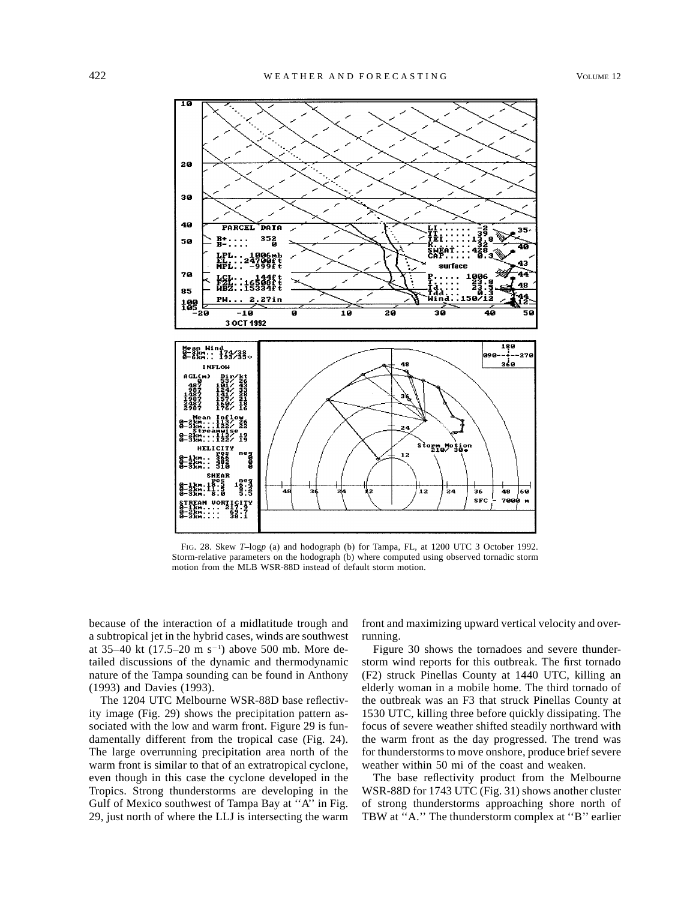FIG. 28. Skew *T*–log*p* (a) and hodograph (b) for Tampa, FL, at 1200 UTC 3 October 1992. Storm-relative parameters on the hodograph (b) where computed using observed tornadic storm motion from the MLB WSR-88D instead of default storm motion.

because of the interaction of a midlatitude trough and a subtropical jet in the hybrid cases, winds are southwest at 35–40 kt (17.5–20 m s$^{-1}$) above 500 mb. More detailed discussions of the dynamic and thermodynamic nature of the Tampa sounding can be found in Anthony (1993) and Davies (1993).

The 1204 UTC Melbourne WSR-88D base reflectivity image (Fig. 29) shows the precipitation pattern associated with the low and warm front. Figure 29 is fundamentally different from the tropical case (Fig. 24). The large overrunning precipitation area north of the warm front is similar to that of an extratropical cyclone, even though in this case the cyclone developed in the Tropics. Strong thunderstorms are developing in the Gulf of Mexico southwest of Tampa Bay at ''A'' in Fig. 29, just north of where the LLJ is intersecting the warm front and maximizing upward vertical velocity and overrunning.

Figure 30 shows the tornadoes and severe thunderstorm wind reports for this outbreak. The first tornado (F2) struck Pinellas County at 1440 UTC, killing an elderly woman in a mobile home. The third tornado of the outbreak was an F3 that struck Pinellas County at 1530 UTC, killing three before quickly dissipating. The focus of severe weather shifted steadily northward with the warm front as the day progressed. The trend was for thunderstorms to move onshore, produce brief severe weather within 50 mi of the coast and weaken.

The base reflectivity product from the Melbourne WSR-88D for 1743 UTC (Fig. 31) shows another cluster of strong thunderstorms approaching shore north of TBW at ''A.'' The thunderstorm complex at ''B'' earlier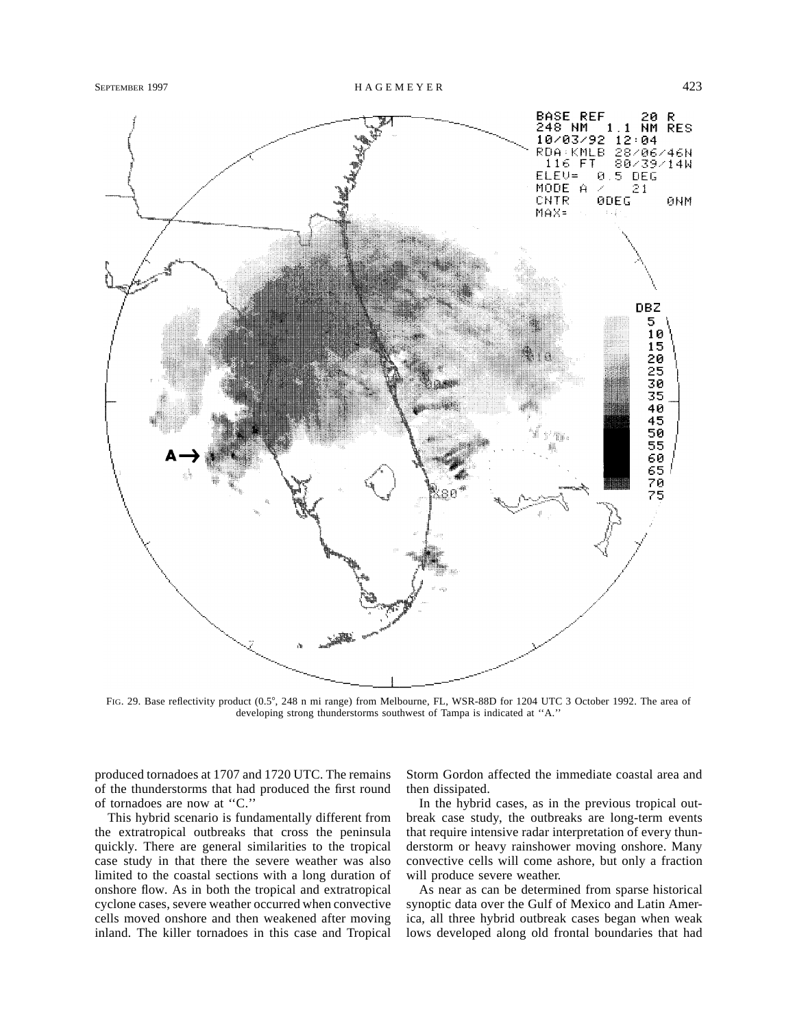FIG. 29. Base reflectivity product (0.5°, 248 n mi range) from Melbourne, FL, WSR-88D for 1204 UTC 3 October 1992. The area of developing strong thunderstorms southwest of Tampa is indicated at ''A.''

produced tornadoes at 1707 and 1720 UTC. The remains of the thunderstorms that had produced the first round of tornadoes are now at ''C.''

This hybrid scenario is fundamentally different from the extratropical outbreaks that cross the peninsula quickly. There are general similarities to the tropical case study in that there the severe weather was also limited to the coastal sections with a long duration of onshore flow. As in both the tropical and extratropical cyclone cases, severe weather occurred when convective cells moved onshore and then weakened after moving inland. The killer tornadoes in this case and Tropical Storm Gordon affected the immediate coastal area and then dissipated.

In the hybrid cases, as in the previous tropical outbreak case study, the outbreaks are long-term events that require intensive radar interpretation of every thunderstorm or heavy rainshower moving onshore. Many convective cells will come ashore, but only a fraction will produce severe weather.

As near as can be determined from sparse historical synoptic data over the Gulf of Mexico and Latin America, all three hybrid outbreak cases began when weak lows developed along old frontal boundaries that had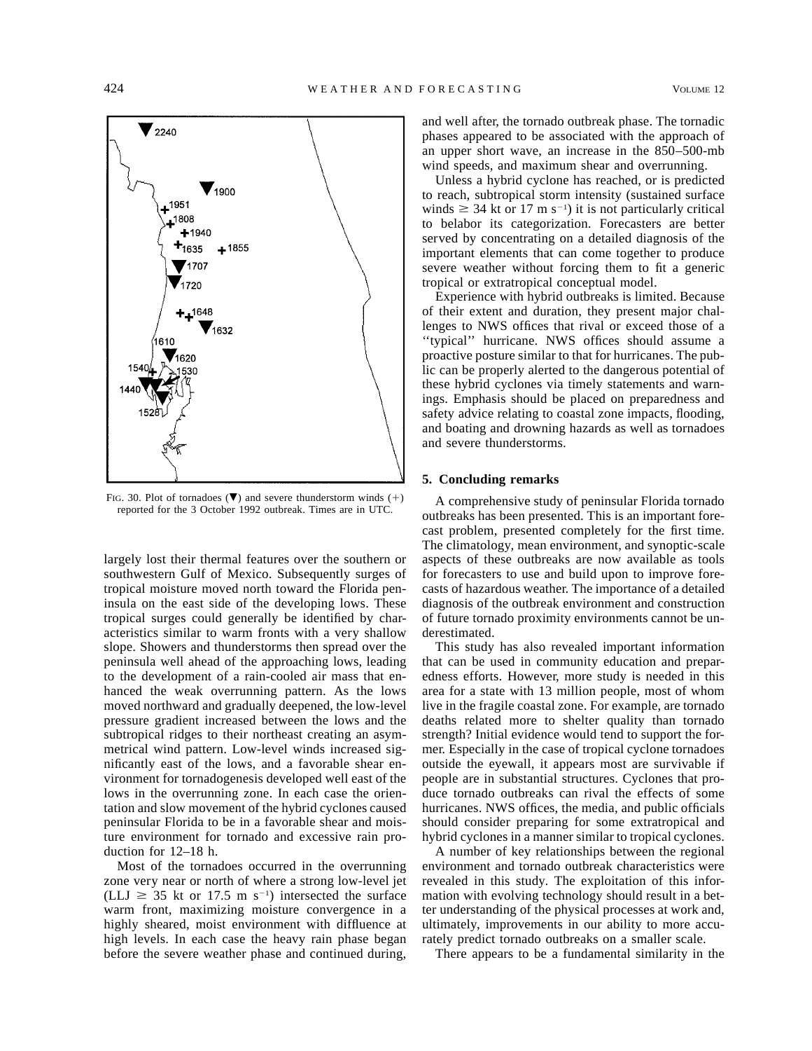FIG. 30. Plot of tornadoes (▼) and severe thunderstorm winds (+) reported for the 3 October 1992 outbreak. Times are in UTC.

largely lost their thermal features over the southern or southwestern Gulf of Mexico. Subsequently surges of tropical moisture moved north toward the Florida peninsula on the east side of the developing lows. These tropical surges could generally be identified by characteristics similar to warm fronts with a very shallow slope. Showers and thunderstorms then spread over the peninsula well ahead of the approaching lows, leading to the development of a rain-cooled air mass that enhanced the weak overrunning pattern. As the lows moved northward and gradually deepened, the low-level pressure gradient increased between the lows and the subtropical ridges to their northeast creating an asymmetrical wind pattern. Low-level winds increased significantly east of the lows, and a favorable shear environment for tornadogenesis developed well east of the lows in the overrunning zone. In each case the orientation and slow movement of the hybrid cyclones caused peninsular Florida to be in a favorable shear and moisture environment for tornado and excessive rain production for 12–18 h.

Most of the tornadoes occurred in the overrunning zone very near or north of where a strong low-level jet (LLJ $\geq$ 35 kt or 17.5 m $s^{-1}$) intersected the surface warm front, maximizing moisture convergence in a highly sheared, moist environment with diffluence at high levels. In each case the heavy rain phase began before the severe weather phase and continued during, and well after, the tornado outbreak phase. The tornadic phases appeared to be associated with the approach of an upper short wave, an increase in the 850–500-mb wind speeds, and maximum shear and overrunning.

Unless a hybrid cyclone has reached, or is predicted to reach, subtropical storm intensity (sustained surface winds $\geq$ 34 kt or 17 m $s^{-1}$) it is not particularly critical to belabor its categorization. Forecasters are better served by concentrating on a detailed diagnosis of the important elements that can come together to produce severe weather without forcing them to fit a generic tropical or extratropical conceptual model.

Experience with hybrid outbreaks is limited. Because of their extent and duration, they present major challenges to NWS offices that rival or exceed those of a "typical" hurricane. NWS offices should assume a proactive posture similar to that for hurricanes. The public can be properly alerted to the dangerous potential of these hybrid cyclones via timely statements and warnings. Emphasis should be placed on preparedness and safety advice relating to coastal zone impacts, flooding, and boating and drowning hazards as well as tornadoes and severe thunderstorms.

## 5. Concluding remarks

A comprehensive study of peninsular Florida tornado outbreaks has been presented. This is an important forecast problem, presented completely for the first time. The climatology, mean environment, and synoptic-scale aspects of these outbreaks are now available as tools for forecasters to use and build upon to improve forecasts of hazardous weather. The importance of a detailed diagnosis of the outbreak environment and construction of future tornado proximity environments cannot be underestimated.

This study has also revealed important information that can be used in community education and preparedness efforts. However, more study is needed in this area for a state with 13 million people, most of whom live in the fragile coastal zone. For example, are tornado deaths related more to shelter quality than tornado strength? Initial evidence would tend to support the former. Especially in the case of tropical cyclone tornadoes outside the eyewall, it appears most are survivable if people are in substantial structures. Cyclones that produce tornado outbreaks can rival the effects of some hurricanes. NWS offices, the media, and public officials should consider preparing for some extratropical and hybrid cyclones in a manner similar to tropical cyclones.

A number of key relationships between the regional environment and tornado outbreak characteristics were revealed in this study. The exploitation of this information with evolving technology should result in a better understanding of the physical processes at work and, ultimately, improvements in our ability to more accurately predict tornado outbreaks on a smaller scale.

There appears to be a fundamental similarity in the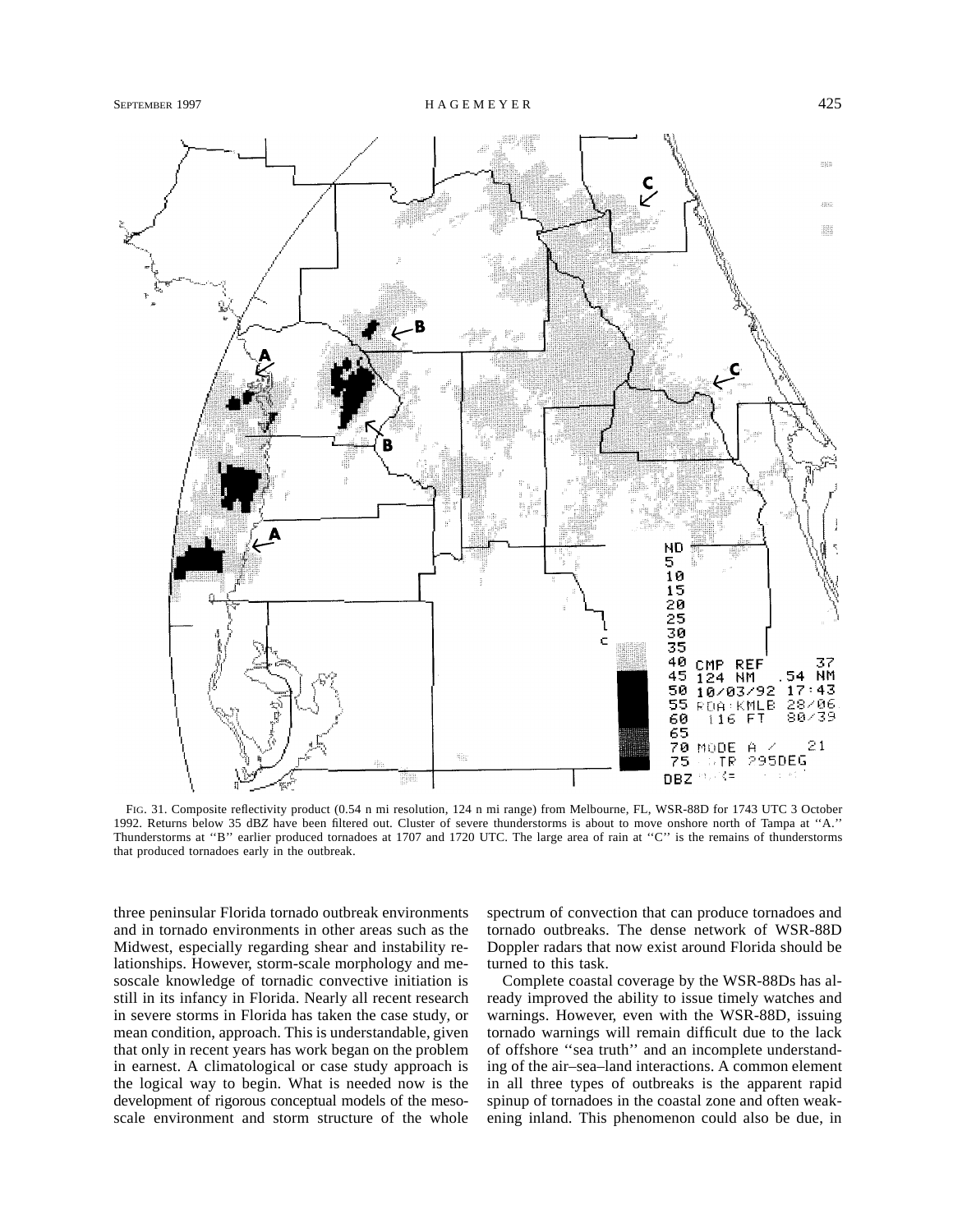FIG. 31. Composite reflectivity product (0.54 n mi resolution, 124 n mi range) from Melbourne, FL, WSR-88D for 1743 UTC 3 October 1992. Returns below 35 dBZ have been filtered out. Cluster of severe thunderstorms is about to move onshore north of Tampa at ''A.'' Thunderstorms at ''B'' earlier produced tornadoes at 1707 and 1720 UTC. The large area of rain at ''C'' is the remains of thunderstorms that produced tornadoes early in the outbreak.

three peninsular Florida tornado outbreak environments and in tornado environments in other areas such as the Midwest, especially regarding shear and instability relationships. However, storm-scale morphology and mesoscale knowledge of tornadic convective initiation is still in its infancy in Florida. Nearly all recent research in severe storms in Florida has taken the case study, or mean condition, approach. This is understandable, given that only in recent years has work began on the problem in earnest. A climatological or case study approach is the logical way to begin. What is needed now is the development of rigorous conceptual models of the mesoscale environment and storm structure of the whole spectrum of convection that can produce tornadoes and tornado outbreaks. The dense network of WSR-88D Doppler radars that now exist around Florida should be turned to this task.

Complete coastal coverage by the WSR-88Ds has already improved the ability to issue timely watches and warnings. However, even with the WSR-88D, issuing tornado warnings will remain difficult due to the lack of offshore ''sea truth'' and an incomplete understanding of the air–sea–land interactions. A common element in all three types of outbreaks is the apparent rapid spinup of tornadoes in the coastal zone and often weakening inland. This phenomenon could also be due, in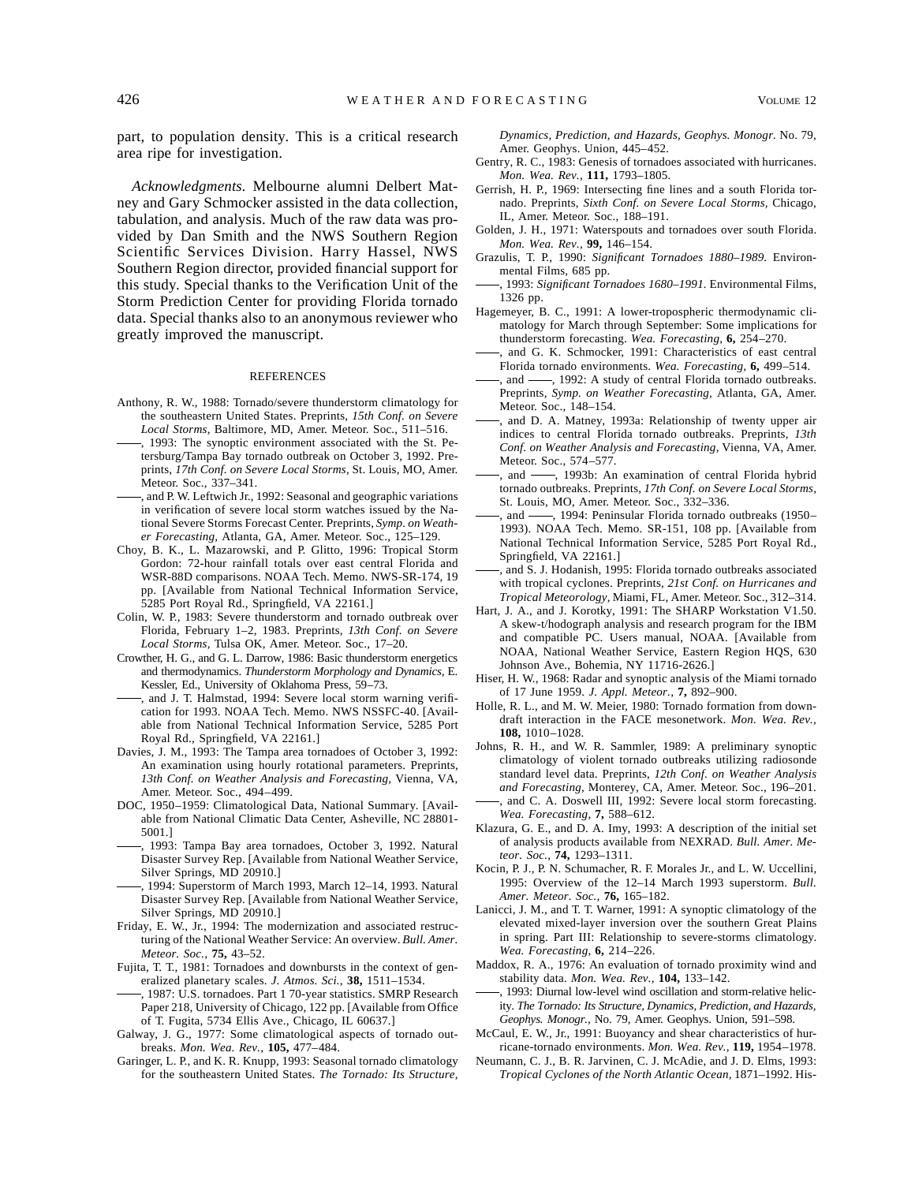part, to population density. This is a critical research area ripe for investigation.

*Acknowledgments.* Melbourne alumni Delbert Matney and Gary Schmocker assisted in the data collection, tabulation, and analysis. Much of the raw data was provided by Dan Smith and the NWS Southern Region Scientific Services Division. Harry Hassel, NWS Southern Region director, provided financial support for this study. Special thanks to the Verification Unit of the Storm Prediction Center for providing Florida tornado data. Special thanks also to an anonymous reviewer who greatly improved the manuscript.

## REFERENCES

Anthony, R. W., 1988: Tornado/severe thunderstorm climatology for the southeastern United States. Preprints, *15th Conf. on Severe Local Storms,* Baltimore, MD, Amer. Meteor. Soc., 511–516.

——, 1993: The synoptic environment associated with the St. Petersburg/Tampa Bay tornado outbreak on October 3, 1992. Preprints, *17th Conf. on Severe Local Storms,* St. Louis, MO, Amer. Meteor. Soc., 337–341.

——, and P. W. Leftwich Jr., 1992: Seasonal and geographic variations in verification of severe local storm watches issued by the National Severe Storms Forecast Center. Preprints, *Symp. on Weather Forecasting,* Atlanta, GA, Amer. Meteor. Soc., 125–129.

Choy, B. K., L. Mazarowski, and P. Glitto, 1996: Tropical Storm Gordon: 72-hour rainfall totals over east central Florida and WSR-88D comparisons. NOAA Tech. Memo. NWS-SR-174, 19 pp. [Available from National Technical Information Service, 5285 Port Royal Rd., Springfield, VA 22161.]

Colin, W. P., 1983: Severe thunderstorm and tornado outbreak over Florida, February 1–2, 1983. Preprints, *13th Conf. on Severe Local Storms,* Tulsa OK, Amer. Meteor. Soc., 17–20.

Crowther, H. G., and G. L. Darrow, 1986: Basic thunderstorm energetics and thermodynamics. *Thunderstorm Morphology and Dynamics,* E. Kessler, Ed., University of Oklahoma Press, 59–73.

——, and J. T. Halmstad, 1994: Severe local storm warning verification for 1993. NOAA Tech. Memo. NWS NSSFC-40. [Available from National Technical Information Service, 5285 Port Royal Rd., Springfield, VA 22161.]

Davies, J. M., 1993: The Tampa area tornadoes of October 3, 1992: An examination using hourly rotational parameters. Preprints, *13th Conf. on Weather Analysis and Forecasting,* Vienna, VA, Amer. Meteor. Soc., 494–499.

DOC, 1950–1959: Climatological Data, National Summary. [Available from National Climatic Data Center, Asheville, NC 28801-5001.]

——, 1993: Tampa Bay area tornadoes, October 3, 1992. Natural Disaster Survey Rep. [Available from National Weather Service, Silver Springs, MD 20910.]

——, 1994: Superstorm of March 1993, March 12–14, 1993. Natural Disaster Survey Rep. [Available from National Weather Service, Silver Springs, MD 20910.]

Friday, E. W., Jr., 1994: The modernization and associated restructuring of the National Weather Service: An overview. *Bull. Amer. Meteor. Soc.,* **75,** 43–52.

Fujita, T. T., 1981: Tornadoes and downbursts in the context of generalized planetary scales. *J. Atmos. Sci.,* **38,** 1511–1534.

——, 1987: U.S. tornadoes. Part 1 70-year statistics. SMRP Research Paper 218, University of Chicago, 122 pp. [Available from Office of T. Fugita, 5734 Ellis Ave., Chicago, IL 60637.]

Galway, J. G., 1977: Some climatological aspects of tornado outbreaks. *Mon. Wea. Rev.,* **105,** 477–484.

Garinger, L. P., and K. R. Knupp, 1993: Seasonal tornado climatology for the southeastern United States. *The Tornado: Its Structure, Dynamics, Prediction, and Hazards, Geophys. Monogr.* No. 79, Amer. Geophys. Union, 445–452.

Gentry, R. C., 1983: Genesis of tornadoes associated with hurricanes. *Mon. Wea. Rev.,* **111,** 1793–1805.

Gerrish, H. P., 1969: Intersecting fine lines and a south Florida tornado. Preprints, *Sixth Conf. on Severe Local Storms,* Chicago, IL, Amer. Meteor. Soc., 188–191.

Golden, J. H., 1971: Waterspouts and tornadoes over south Florida. *Mon. Wea. Rev.,* **99,** 146–154.

Grazulis, T. P., 1990: *Significant Tornadoes 1880–1989.* Environmental Films, 685 pp.

——, 1993: *Significant Tornadoes 1680–1991.* Environmental Films, 1326 pp.

Hagemeyer, B. C., 1991: A lower-tropospheric thermodynamic climatology for March through September: Some implications for thunderstorm forecasting. *Wea. Forecasting,* **6,** 254–270.

——, and G. K. Schmocker, 1991: Characteristics of east central Florida tornado environments. *Wea. Forecasting,* **6,** 499–514.

——, and ——, 1992: A study of central Florida tornado outbreaks. Preprints, *Symp. on Weather Forecasting,* Atlanta, GA, Amer. Meteor. Soc., 148–154.

——, and D. A. Matney, 1993a: Relationship of twenty upper air indices to central Florida tornado outbreaks. Preprints, *13th Conf. on Weather Analysis and Forecasting,* Vienna, VA, Amer. Meteor. Soc., 574–577.

——, and ——, 1993b: An examination of central Florida hybrid tornado outbreaks. Preprints, *17th Conf. on Severe Local Storms,* St. Louis, MO, Amer. Meteor. Soc., 332–336.

——, and ——, 1994: Peninsular Florida tornado outbreaks (1950–1993). NOAA Tech. Memo. SR-151, 108 pp. [Available from National Technical Information Service, 5285 Port Royal Rd., Springfield, VA 22161.]

——, and S. J. Hodanish, 1995: Florida tornado outbreaks associated with tropical cyclones. Preprints, *21st Conf. on Hurricanes and Tropical Meteorology,* Miami, FL, Amer. Meteor. Soc., 312–314.

Hart, J. A., and J. Korotky, 1991: The SHARP Workstation V1.50. A skew-t/hodograph analysis and research program for the IBM and compatible PC. Users manual, NOAA. [Available from NOAA, National Weather Service, Eastern Region HQS, 630 Johnson Ave., Bohemia, NY 11716-2626.]

Hiser, H. W., 1968: Radar and synoptic analysis of the Miami tornado of 17 June 1959. *J. Appl. Meteor.,* **7,** 892–900.

Holle, R. L., and M. W. Meier, 1980: Tornado formation from downdraft interaction in the FACE mesonetwork. *Mon. Wea. Rev.,* **108,** 1010–1028.

Johns, R. H., and W. R. Sammler, 1989: A preliminary synoptic climatology of violent tornado outbreaks utilizing radiosonde standard level data. Preprints, *12th Conf. on Weather Analysis and Forecasting,* Monterey, CA, Amer. Meteor. Soc., 196–201.

——, and C. A. Doswell III, 1992: Severe local storm forecasting. *Wea. Forecasting,* **7,** 588–612.

Klazura, G. E., and D. A. Imy, 1993: A description of the initial set of analysis products available from NEXRAD. *Bull. Amer. Meteor. Soc.,* **74,** 1293–1311.

Kocin, P. J., P. N. Schumacher, R. F. Morales Jr., and L. W. Uccellini, 1995: Overview of the 12–14 March 1993 superstorm. *Bull. Amer. Meteor. Soc.,* **76,** 165–182.

Lanicci, J. M., and T. T. Warner, 1991: A synoptic climatology of the elevated mixed-layer inversion over the southern Great Plains in spring. Part III: Relationship to severe-storms climatology. *Wea. Forecasting,* **6,** 214–226.

Maddox, R. A., 1976: An evaluation of tornado proximity wind and stability data. *Mon. Wea. Rev.,* **104,** 133–142.

——, 1993: Diurnal low-level wind oscillation and storm-relative helicity. *The Tornado: Its Structure, Dynamics, Prediction, and Hazards, Geophys. Monogr.* No. 79, Amer. Geophys. Union, 591–598.

McCaul, E. W., Jr., 1991: Buoyancy and shear characteristics of hurricane-tornado environments. *Mon. Wea. Rev.,* **119,** 1954–1978.

Neumann, C. J., B. R. Jarvinen, C. J. McAdie, and J. D. Elms, 1993: *Tropical Cyclones of the North Atlantic Ocean,* 1871–1992. His-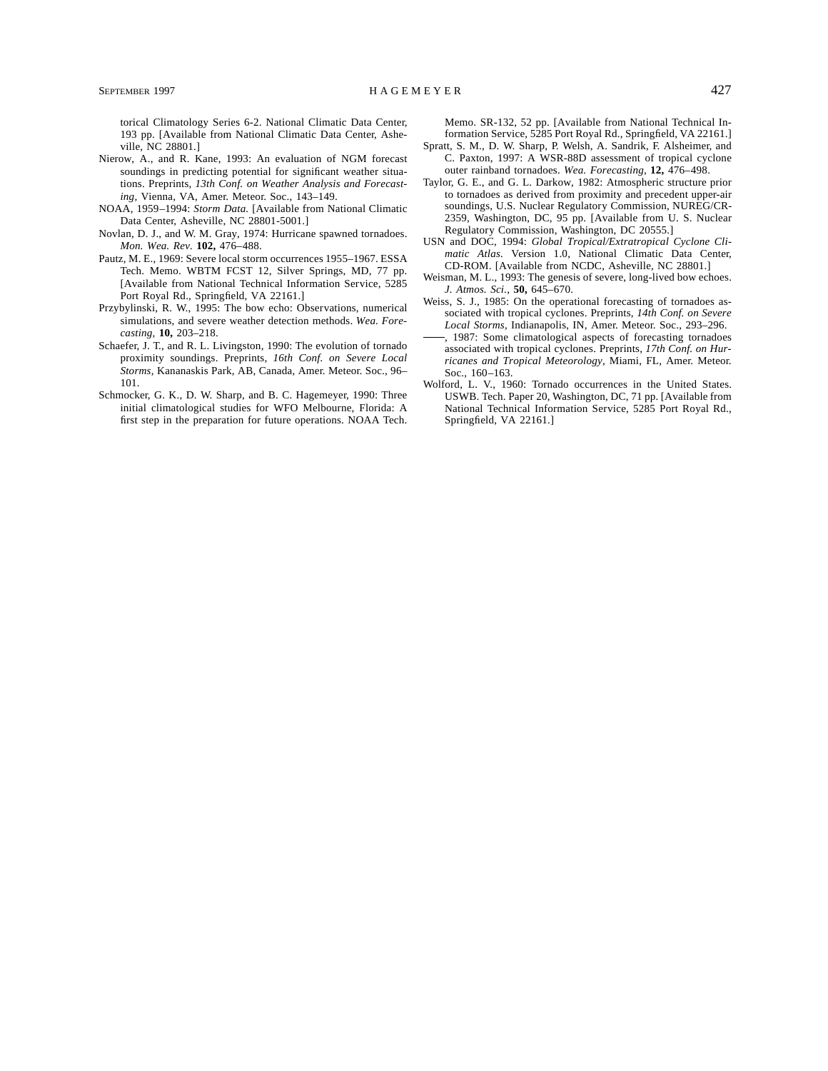torical Climatology Series 6-2. National Climatic Data Center, 193 pp. [Available from National Climatic Data Center, Asheville, NC 28801.]

Nierow, A., and R. Kane, 1993: An evaluation of NGM forecast soundings in predicting potential for significant weather situations. Preprints, *13th Conf. on Weather Analysis and Forecasting,* Vienna, VA, Amer. Meteor. Soc., 143–149.

NOAA, 1959–1994: *Storm Data.* [Available from National Climatic Data Center, Asheville, NC 28801-5001.]

Novlan, D. J., and W. M. Gray, 1974: Hurricane spawned tornadoes. *Mon. Wea. Rev.* **102,** 476–488.

Pautz, M. E., 1969: Severe local storm occurrences 1955–1967. ESSA Tech. Memo. WBTM FCST 12, Silver Springs, MD, 77 pp. [Available from National Technical Information Service, 5285 Port Royal Rd., Springfield, VA 22161.]

Przybylinski, R. W., 1995: The bow echo: Observations, numerical simulations, and severe weather detection methods. *Wea. Forecasting,* **10,** 203–218.

Schaefer, J. T., and R. L. Livingston, 1990: The evolution of tornado proximity soundings. Preprints, *16th Conf. on Severe Local Storms,* Kananaskis Park, AB, Canada, Amer. Meteor. Soc., 96–101.

Schmocker, G. K., D. W. Sharp, and B. C. Hagemeyer, 1990: Three initial climatological studies for WFO Melbourne, Florida: A first step in the preparation for future operations. NOAA Tech. Memo. SR-132, 52 pp. [Available from National Technical Information Service, 5285 Port Royal Rd., Springfield, VA 22161.]

Spratt, S. M., D. W. Sharp, P. Welsh, A. Sandrik, F. Alsheimer, and C. Paxton, 1997: A WSR-88D assessment of tropical cyclone outer rainband tornadoes. *Wea. Forecasting,* **12,** 476–498.

Taylor, G. E., and G. L. Darkow, 1982: Atmospheric structure prior to tornadoes as derived from proximity and precedent upper-air soundings, U.S. Nuclear Regulatory Commission, NUREG/CR-2359, Washington, DC, 95 pp. [Available from U. S. Nuclear Regulatory Commission, Washington, DC 20555.]

USN and DOC, 1994: *Global Tropical/Extratropical Cyclone Climatic Atlas.* Version 1.0, National Climatic Data Center, CD-ROM. [Available from NCDC, Asheville, NC 28801.]

Weisman, M. L., 1993: The genesis of severe, long-lived bow echoes. *J. Atmos. Sci.,* **50,** 645–670.

Weiss, S. J., 1985: On the operational forecasting of tornadoes associated with tropical cyclones. Preprints, *14th Conf. on Severe Local Storms,* Indianapolis, IN, Amer. Meteor. Soc., 293–296.

——, 1987: Some climatological aspects of forecasting tornadoes associated with tropical cyclones. Preprints, *17th Conf. on Hurricanes and Tropical Meteorology,* Miami, FL, Amer. Meteor. Soc., 160–163.

Wolford, L. V., 1960: Tornado occurrences in the United States. USWB. Tech. Paper 20, Washington, DC, 71 pp. [Available from National Technical Information Service, 5285 Port Royal Rd., Springfield, VA 22161.]